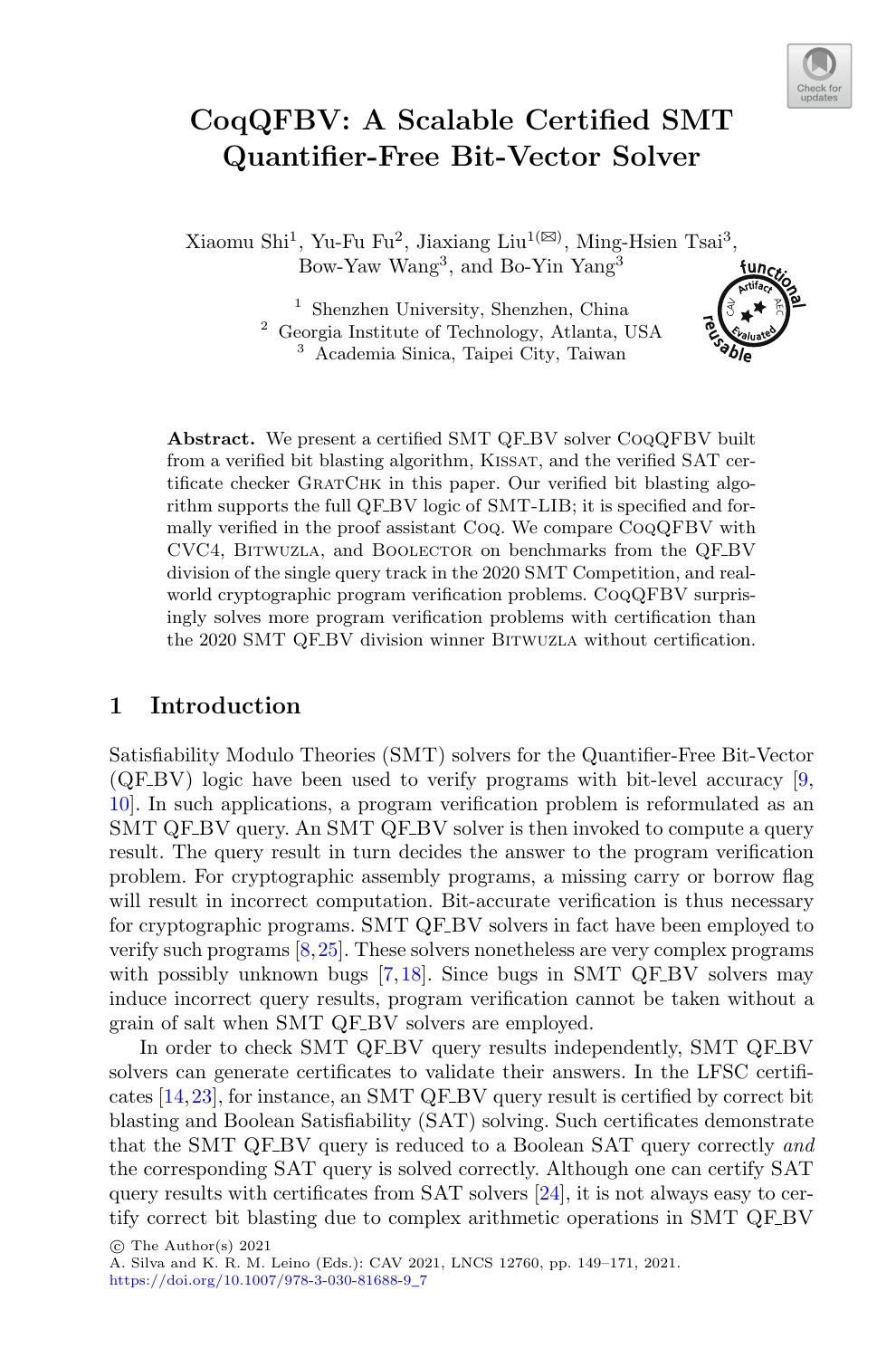# CoqQFBV: A Scalable Certified SMT Quantifier-Free Bit-Vector Solver

Xiaomu Shi[1], Yu-Fu Fu[2], Jiaxiang Liu[1](✉), Ming-Hsien Tsai[3], Bow-Yaw Wang[3], and Bo-Yin Yang[3]

[1] Shenzhen University, Shenzhen, China
[2] Georgia Institute of Technology, Atlanta, USA
[3] Academia Sinica, Taipei City, Taiwan

**Abstract.** We present a certified SMT QF_BV solver CoqQFBV built from a verified bit blasting algorithm, Kissat, and the verified SAT certificate checker GratChk in this paper. Our verified bit blasting algorithm supports the full QF_BV logic of SMT-LIB; it is specified and formally verified in the proof assistant Coq. We compare CoqQFBV with CVC4, Bitwuzla, and Boolector on benchmarks from the QF_BV division of the single query track in the 2020 SMT Competition, and real-world cryptographic program verification problems. CoqQFBV surprisingly solves more program verification problems with certification than the 2020 SMT QF_BV division winner Bitwuzla without certification.

## 1 Introduction

Satisfiability Modulo Theories (SMT) solvers for the Quantifier-Free Bit-Vector (QF_BV) logic have been used to verify programs with bit-level accuracy [9, 10]. In such applications, a program verification problem is reformulated as an SMT QF_BV query. An SMT QF_BV solver is then invoked to compute a query result. The query result in turn decides the answer to the program verification problem. For cryptographic assembly programs, a missing carry or borrow flag will result in incorrect computation. Bit-accurate verification is thus necessary for cryptographic programs. SMT QF_BV solvers in fact have been employed to verify such programs [8,25]. These solvers nonetheless are very complex programs with possibly unknown bugs [7,18]. Since bugs in SMT QF_BV solvers may induce incorrect query results, program verification cannot be taken without a grain of salt when SMT QF_BV solvers are employed.

In order to check SMT QF_BV query results independently, SMT QF_BV solvers can generate certificates to validate their answers. In the LFSC certificates [14,23], for instance, an SMT QF_BV query result is certified by correct bit blasting and Boolean Satisfiability (SAT) solving. Such certificates demonstrate that the SMT QF_BV query is reduced to a Boolean SAT query correctly *and* the corresponding SAT query is solved correctly. Although one can certify SAT query results with certificates from SAT solvers [24], it is not always easy to certify correct bit blasting due to complex arithmetic operations in SMT QF_BV

© The Author(s) 2021
A. Silva and K. R. M. Leino (Eds.): CAV 2021, LNCS 12760, pp. 149–171, 2021.
https://doi.org/10.1007/978-3-030-81688-9_7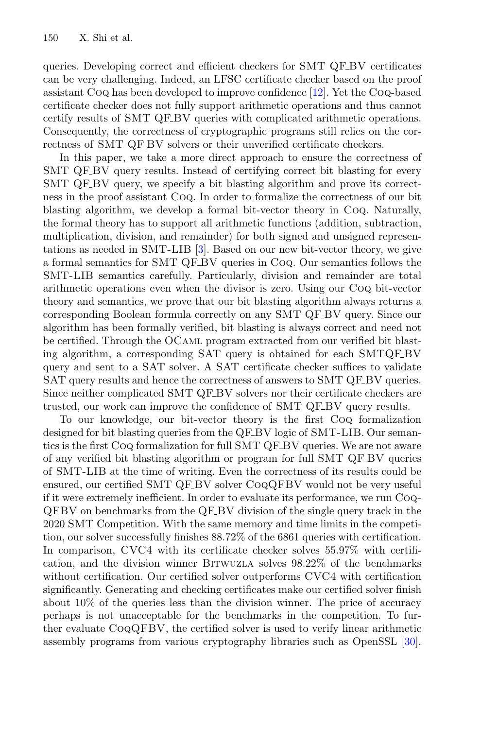queries. Developing correct and efficient checkers for SMT QF_BV certificates can be very challenging. Indeed, an LFSC certificate checker based on the proof assistant Coq has been developed to improve confidence [12]. Yet the Coq-based certificate checker does not fully support arithmetic operations and thus cannot certify results of SMT QF_BV queries with complicated arithmetic operations. Consequently, the correctness of cryptographic programs still relies on the correctness of SMT QF_BV solvers or their unverified certificate checkers.

In this paper, we take a more direct approach to ensure the correctness of SMT QF_BV query results. Instead of certifying correct bit blasting for every SMT QF_BV query, we specify a bit blasting algorithm and prove its correctness in the proof assistant Coq. In order to formalize the correctness of our bit blasting algorithm, we develop a formal bit-vector theory in Coq. Naturally, the formal theory has to support all arithmetic functions (addition, subtraction, multiplication, division, and remainder) for both signed and unsigned representations as needed in SMT-LIB [3]. Based on our new bit-vector theory, we give a formal semantics for SMT QF_BV queries in Coq. Our semantics follows the SMT-LIB semantics carefully. Particularly, division and remainder are total arithmetic operations even when the divisor is zero. Using our Coq bit-vector theory and semantics, we prove that our bit blasting algorithm always returns a corresponding Boolean formula correctly on any SMT QF_BV query. Since our algorithm has been formally verified, bit blasting is always correct and need not be certified. Through the OCaml program extracted from our verified bit blasting algorithm, a corresponding SAT query is obtained for each SMTQF_BV query and sent to a SAT solver. A SAT certificate checker suffices to validate SAT query results and hence the correctness of answers to SMT QF_BV queries. Since neither complicated SMT QF_BV solvers nor their certificate checkers are trusted, our work can improve the confidence of SMT QF_BV query results.

To our knowledge, our bit-vector theory is the first Coq formalization designed for bit blasting queries from the QF_BV logic of SMT-LIB. Our semantics is the first Coq formalization for full SMT QF_BV queries. We are not aware of any verified bit blasting algorithm or program for full SMT QF_BV queries of SMT-LIB at the time of writing. Even the correctness of its results could be ensured, our certified SMT QF_BV solver CoqQFBV would not be very useful if it were extremely inefficient. In order to evaluate its performance, we run CoqQFBV on benchmarks from the QF_BV division of the single query track in the 2020 SMT Competition. With the same memory and time limits in the competition, our solver successfully finishes 88.72% of the 6861 queries with certification. In comparison, CVC4 with its certificate checker solves 55.97% with certification, and the division winner Bitwuzla solves 98.22% of the benchmarks without certification. Our certified solver outperforms CVC4 with certification significantly. Generating and checking certificates make our certified solver finish about 10% of the queries less than the division winner. The price of accuracy perhaps is not unacceptable for the benchmarks in the competition. To further evaluate CoqQFBV, the certified solver is used to verify linear arithmetic assembly programs from various cryptography libraries such as OpenSSL [30].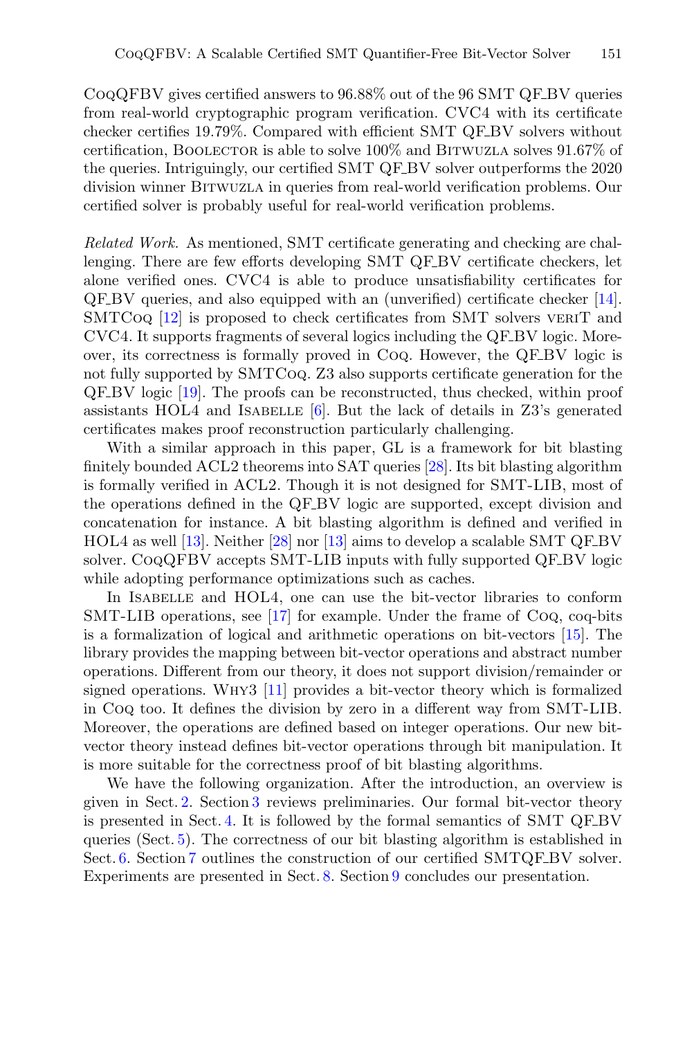CoqQFBV gives certified answers to 96.88% out of the 96 SMT QF_BV queries from real-world cryptographic program verification. CVC4 with its certificate checker certifies 19.79%. Compared with efficient SMT QF_BV solvers without certification, Boolector is able to solve 100% and Bitwuzla solves 91.67% of the queries. Intriguingly, our certified SMT QF_BV solver outperforms the 2020 division winner Bitwuzla in queries from real-world verification problems. Our certified solver is probably useful for real-world verification problems.

*Related Work.* As mentioned, SMT certificate generating and checking are challenging. There are few efforts developing SMT QF_BV certificate checkers, let alone verified ones. CVC4 is able to produce unsatisfiability certificates for QF_BV queries, and also equipped with an (unverified) certificate checker [14]. SMTCoq [12] is proposed to check certificates from SMT solvers veriT and CVC4. It supports fragments of several logics including the QF_BV logic. Moreover, its correctness is formally proved in Coq. However, the QF_BV logic is not fully supported by SMTCoq. Z3 also supports certificate generation for the QF_BV logic [19]. The proofs can be reconstructed, thus checked, within proof assistants HOL4 and Isabelle [6]. But the lack of details in Z3's generated certificates makes proof reconstruction particularly challenging.

With a similar approach in this paper, GL is a framework for bit blasting finitely bounded ACL2 theorems into SAT queries [28]. Its bit blasting algorithm is formally verified in ACL2. Though it is not designed for SMT-LIB, most of the operations defined in the QF_BV logic are supported, except division and concatenation for instance. A bit blasting algorithm is defined and verified in HOL4 as well [13]. Neither [28] nor [13] aims to develop a scalable SMT QF_BV solver. CoqQFBV accepts SMT-LIB inputs with fully supported QF_BV logic while adopting performance optimizations such as caches.

In Isabelle and HOL4, one can use the bit-vector libraries to conform SMT-LIB operations, see [17] for example. Under the frame of Coq, coq-bits is a formalization of logical and arithmetic operations on bit-vectors [15]. The library provides the mapping between bit-vector operations and abstract number operations. Different from our theory, it does not support division/remainder or signed operations. Why3 [11] provides a bit-vector theory which is formalized in Coq too. It defines the division by zero in a different way from SMT-LIB. Moreover, the operations are defined based on integer operations. Our new bit-vector theory instead defines bit-vector operations through bit manipulation. It is more suitable for the correctness proof of bit blasting algorithms.

We have the following organization. After the introduction, an overview is given in Sect. 2. Section 3 reviews preliminaries. Our formal bit-vector theory is presented in Sect. 4. It is followed by the formal semantics of SMT QF_BV queries (Sect. 5). The correctness of our bit blasting algorithm is established in Sect. 6. Section 7 outlines the construction of our certified SMTQF_BV solver. Experiments are presented in Sect. 8. Section 9 concludes our presentation.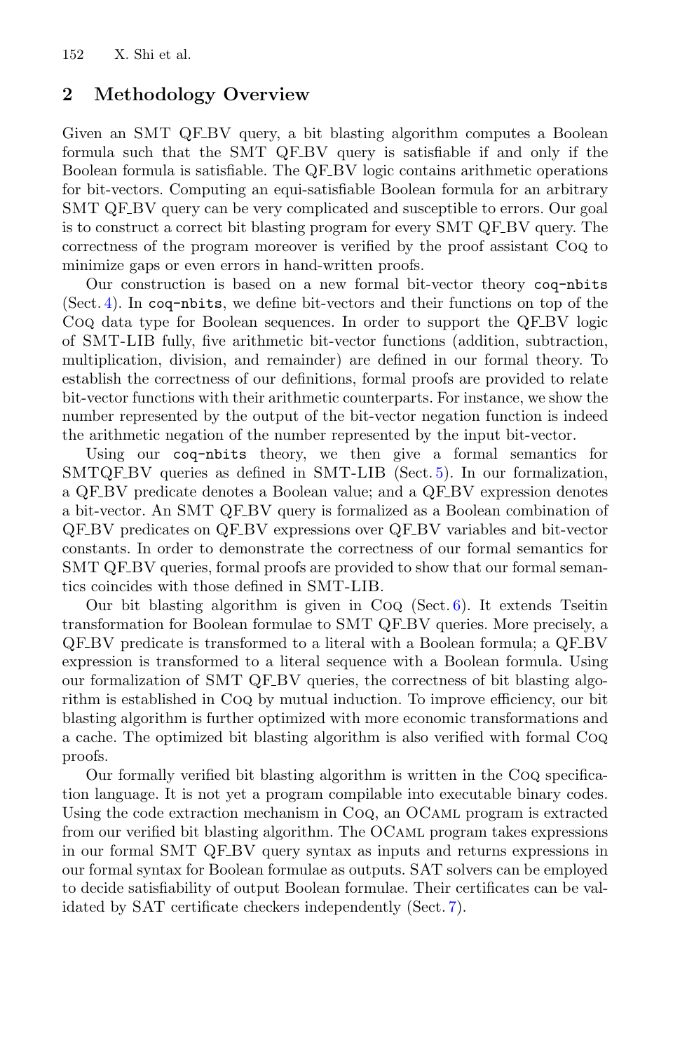## 2 Methodology Overview

Given an SMT QF_BV query, a bit blasting algorithm computes a Boolean formula such that the SMT QF_BV query is satisfiable if and only if the Boolean formula is satisfiable. The QF_BV logic contains arithmetic operations for bit-vectors. Computing an equi-satisfiable Boolean formula for an arbitrary SMT QF_BV query can be very complicated and susceptible to errors. Our goal is to construct a correct bit blasting program for every SMT QF_BV query. The correctness of the program moreover is verified by the proof assistant Coq to minimize gaps or even errors in hand-written proofs.

Our construction is based on a new formal bit-vector theory `coq-nbits` (Sect. 4). In `coq-nbits`, we define bit-vectors and their functions on top of the Coq data type for Boolean sequences. In order to support the QF_BV logic of SMT-LIB fully, five arithmetic bit-vector functions (addition, subtraction, multiplication, division, and remainder) are defined in our formal theory. To establish the correctness of our definitions, formal proofs are provided to relate bit-vector functions with their arithmetic counterparts. For instance, we show the number represented by the output of the bit-vector negation function is indeed the arithmetic negation of the number represented by the input bit-vector.

Using our `coq-nbits` theory, we then give a formal semantics for SMTQF_BV queries as defined in SMT-LIB (Sect. 5). In our formalization, a QF_BV predicate denotes a Boolean value; and a QF_BV expression denotes a bit-vector. An SMT QF_BV query is formalized as a Boolean combination of QF_BV predicates on QF_BV expressions over QF_BV variables and bit-vector constants. In order to demonstrate the correctness of our formal semantics for SMT QF_BV queries, formal proofs are provided to show that our formal semantics coincides with those defined in SMT-LIB.

Our bit blasting algorithm is given in Coq (Sect. 6). It extends Tseitin transformation for Boolean formulae to SMT QF_BV queries. More precisely, a QF_BV predicate is transformed to a literal with a Boolean formula; a QF_BV expression is transformed to a literal sequence with a Boolean formula. Using our formalization of SMT QF_BV queries, the correctness of bit blasting algorithm is established in Coq by mutual induction. To improve efficiency, our bit blasting algorithm is further optimized with more economic transformations and a cache. The optimized bit blasting algorithm is also verified with formal Coq proofs.

Our formally verified bit blasting algorithm is written in the Coq specification language. It is not yet a program compilable into executable binary codes. Using the code extraction mechanism in Coq, an OCaml program is extracted from our verified bit blasting algorithm. The OCaml program takes expressions in our formal SMT QF_BV query syntax as inputs and returns expressions in our formal syntax for Boolean formulae as outputs. SAT solvers can be employed to decide satisfiability of output Boolean formulae. Their certificates can be validated by SAT certificate checkers independently (Sect. 7).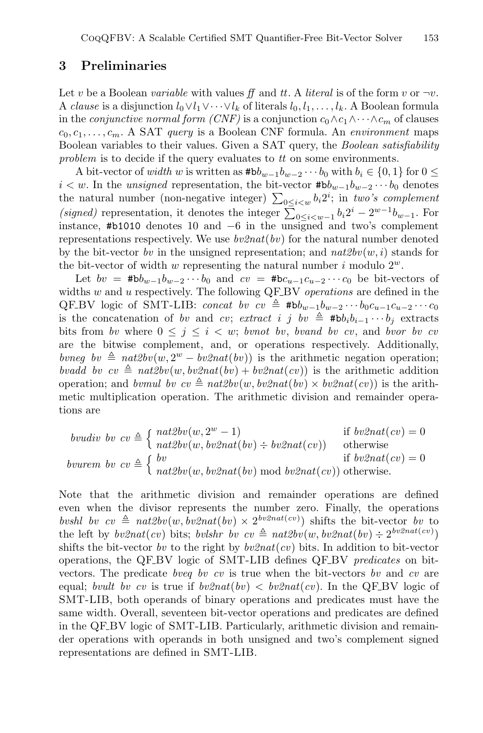## 3 Preliminaries

Let $v$ be a Boolean *variable* with values $\mathit{ff}$ and $\mathit{tt}$. A *literal* is of the form $v$ or $\neg v$. A *clause* is a disjunction $l_0 \vee l_1 \vee \cdots \vee l_k$ of literals $l_0, l_1, \ldots, l_k$. A Boolean formula in the *conjunctive normal form (CNF)* is a conjunction $c_0 \wedge c_1 \wedge \cdots \wedge c_m$ of clauses $c_0, c_1, \ldots, c_m$. A SAT *query* is a Boolean CNF formula. An *environment* maps Boolean variables to their values. Given a SAT query, the *Boolean satisfiability problem* is to decide if the query evaluates to $\mathit{tt}$ on some environments.

A bit-vector of *width* $w$ is written as $\texttt{\#b}b_{w-1}b_{w-2}\cdots b_0$ with $b_i \in \{0,1\}$ for $0 \leq i < w$. In the *unsigned* representation, the bit-vector $\texttt{\#b}b_{w-1}b_{w-2}\cdots b_0$ denotes the natural number (non-negative integer) $\sum_{0 \leq i < w} b_i 2^i$; in *two's complement (signed)* representation, it denotes the integer $\sum_{0 \leq i < w-1} b_i 2^i - 2^{w-1} b_{w-1}$. For instance, #b1010 denotes 10 and −6 in the unsigned and two's complement representations respectively. We use $\mathit{bv2nat}(bv)$ for the natural number denoted by the bit-vector $bv$ in the unsigned representation; and $\mathit{nat2bv}(w, i)$ stands for the bit-vector of width $w$ representing the natural number $i$ modulo $2^w$.

Let $bv = \texttt{\#b}b_{w-1}b_{w-2}\cdots b_0$ and $cv = \texttt{\#b}c_{u-1}c_{u-2}\cdots c_0$ be bit-vectors of widths $w$ and $u$ respectively. The following QF_BV *operations* are defined in the QF_BV logic of SMT-LIB: $\mathit{concat}\ bv\ cv \triangleq \texttt{\#b}b_{w-1}b_{w-2}\cdots b_0 c_{u-1}c_{u-2}\cdots c_0$ is the concatenation of $bv$ and $cv$; $\mathit{extract}\ i\ j\ bv \triangleq \texttt{\#b}b_i b_{i-1}\cdots b_j$ extracts bits from $bv$ where $0 \leq j \leq i < w$; $\mathit{bvnot}\ bv$, $\mathit{bvand}\ bv\ cv$, and $\mathit{bvor}\ bv\ cv$ are the bitwise complement, and, or operations respectively. Additionally, $\mathit{bvneg}\ bv \triangleq \mathit{nat2bv}(w, 2^w - \mathit{bv2nat}(bv))$ is the arithmetic negation operation; $\mathit{bvadd}\ bv\ cv \triangleq \mathit{nat2bv}(w, \mathit{bv2nat}(bv) + \mathit{bv2nat}(cv))$ is the arithmetic addition operation; and $\mathit{bvmul}\ bv\ cv \triangleq \mathit{nat2bv}(w, \mathit{bv2nat}(bv) \times \mathit{bv2nat}(cv))$ is the arithmetic multiplication operation. The arithmetic division and remainder operations are

$$
\mathit{bvudiv}\ bv\ cv \triangleq \begin{cases} \mathit{nat2bv}(w, 2^w - 1) & \text{if } \mathit{bv2nat}(cv) = 0 \\ \mathit{nat2bv}(w, \mathit{bv2nat}(bv) \div \mathit{bv2nat}(cv)) & \text{otherwise} \end{cases}
$$

$$
\mathit{bvurem}\ bv\ cv \triangleq \begin{cases} bv & \text{if } \mathit{bv2nat}(cv) = 0 \\ \mathit{nat2bv}(w, \mathit{bv2nat}(bv) \bmod \mathit{bv2nat}(cv)) & \text{otherwise.} \end{cases}
$$

Note that the arithmetic division and remainder operations are defined even when the divisor represents the number zero. Finally, the operations $\mathit{bvshl}\ bv\ cv \triangleq \mathit{nat2bv}(w, \mathit{bv2nat}(bv) \times 2^{\mathit{bv2nat}(cv)})$ shifts the bit-vector $bv$ to the left by $\mathit{bv2nat}(cv)$ bits; $\mathit{bvlshr}\ bv\ cv \triangleq \mathit{nat2bv}(w, \mathit{bv2nat}(bv) \div 2^{\mathit{bv2nat}(cv)})$ shifts the bit-vector $bv$ to the right by $\mathit{bv2nat}(cv)$ bits. In addition to bit-vector operations, the QF_BV logic of SMT-LIB defines QF_BV *predicates* on bit-vectors. The predicate $\mathit{bveq}\ bv\ cv$ is true when the bit-vectors $bv$ and $cv$ are equal; $\mathit{bvult}\ bv\ cv$ is true if $\mathit{bv2nat}(bv) < \mathit{bv2nat}(cv)$. In the QF_BV logic of SMT-LIB, both operands of binary operations and predicates must have the same width. Overall, seventeen bit-vector operations and predicates are defined in the QF_BV logic of SMT-LIB. Particularly, arithmetic division and remainder operations with operands in both unsigned and two's complement signed representations are defined in SMT-LIB.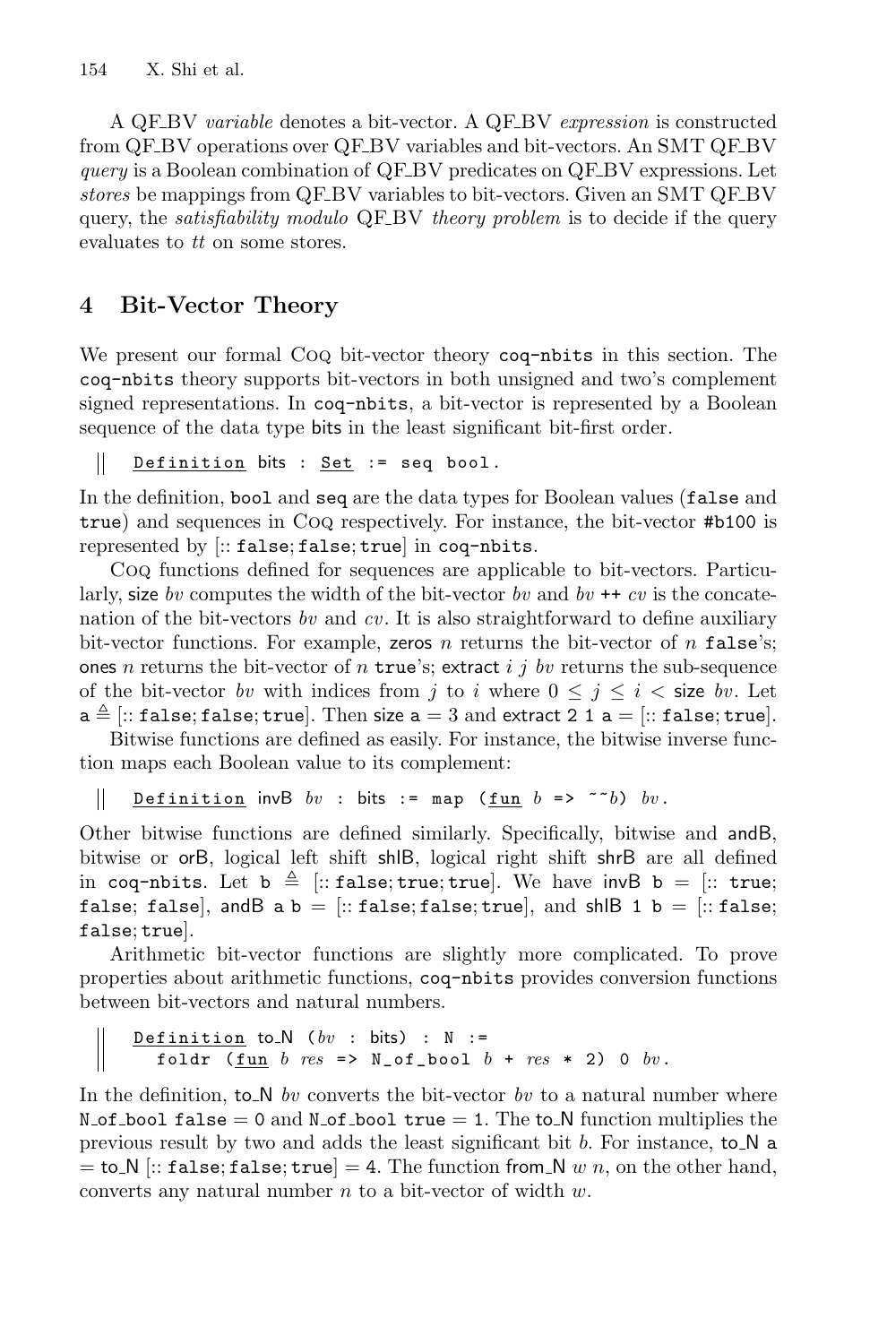A QF_BV *variable* denotes a bit-vector. A QF_BV *expression* is constructed from QF_BV operations over QF_BV variables and bit-vectors. An SMT QF_BV *query* is a Boolean combination of QF_BV predicates on QF_BV expressions. Let *stores* be mappings from QF_BV variables to bit-vectors. Given an SMT QF_BV query, the *satisfiability modulo* QF_BV *theory problem* is to decide if the query evaluates to *tt* on some stores.

## 4 Bit-Vector Theory

We present our formal Coq bit-vector theory `coq-nbits` in this section. The `coq-nbits` theory supports bit-vectors in both unsigned and two's complement signed representations. In `coq-nbits`, a bit-vector is represented by a Boolean sequence of the data type bits in the least significant bit-first order.

```
Definition bits : Set := seq bool.
```

In the definition, `bool` and `seq` are the data types for Boolean values (`false` and `true`) and sequences in Coq respectively. For instance, the bit-vector `#b100` is represented by [:: `false`; `false`; `true`] in `coq-nbits`.

Coq functions defined for sequences are applicable to bit-vectors. Particularly, size *bv* computes the width of the bit-vector *bv* and *bv* ++ *cv* is the concatenation of the bit-vectors *bv* and *cv*. It is also straightforward to define auxiliary bit-vector functions. For example, zeros *n* returns the bit-vector of *n* `false`'s; ones *n* returns the bit-vector of *n* `true`'s; extract *i j bv* returns the sub-sequence of the bit-vector *bv* with indices from *j* to *i* where $0 \leq j \leq i <$ size *bv*. Let a $\triangleq$ [:: `false`; `false`; `true`]. Then size a = 3 and extract 2 1 a = [:: `false`; `true`].

Bitwise functions are defined as easily. For instance, the bitwise inverse function maps each Boolean value to its complement:

```
Definition invB bv : bits := map (fun b => ~~b) bv.
```

Other bitwise functions are defined similarly. Specifically, bitwise and andB, bitwise or orB, logical left shift shlB, logical right shift shrB are all defined in `coq-nbits`. Let b $\triangleq$ [:: `false`; `true`; `true`]. We have invB b = [:: `true`; `false`; `false`], andB a b = [:: `false`; `false`; `true`], and shlB 1 b = [:: `false`; `false`; `true`].

Arithmetic bit-vector functions are slightly more complicated. To prove properties about arithmetic functions, `coq-nbits` provides conversion functions between bit-vectors and natural numbers.

```
Definition to_N (bv : bits) : N :=
  foldr (fun b res => N_of_bool b + res * 2) 0 bv.
```

In the definition, to_N *bv* converts the bit-vector *bv* to a natural number where `N_of_bool false` = 0 and `N_of_bool true` = 1. The to_N function multiplies the previous result by two and adds the least significant bit *b*. For instance, to_N a = to_N [:: `false`; `false`; `true`] = 4. The function from_N *w n*, on the other hand, converts any natural number *n* to a bit-vector of width *w*.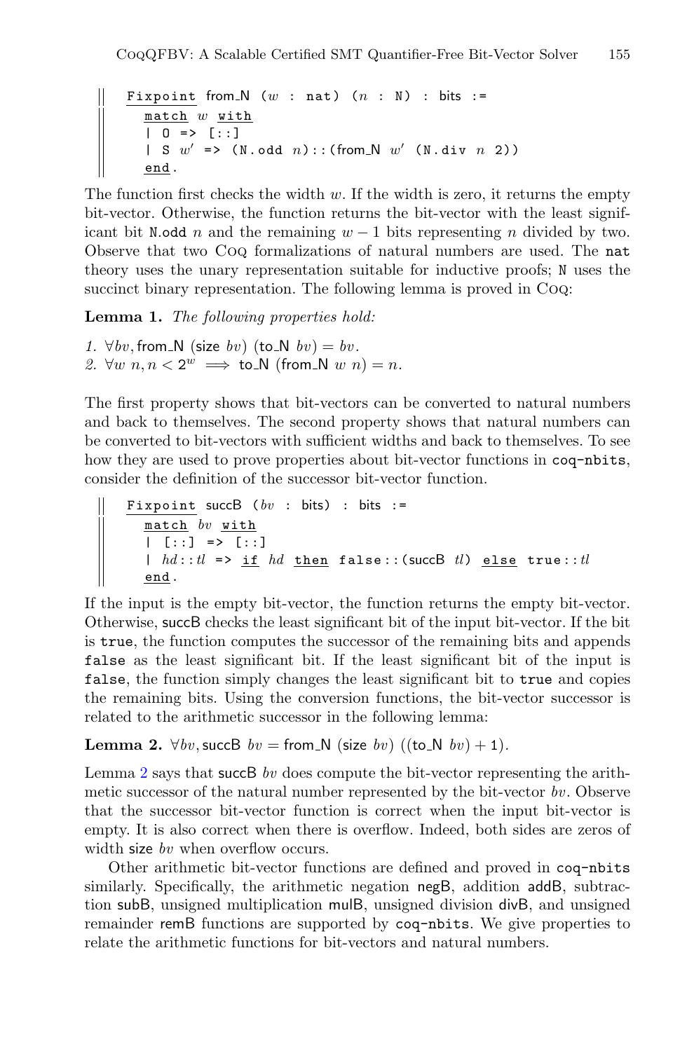```
Fixpoint from_N (w : nat) (n : N) : bits :=
  match w with
  | O => [::]
  | S w' => (N.odd n)::(from_N w' (N.div n 2))
  end.
```

The function first checks the width $w$. If the width is zero, it returns the empty bit-vector. Otherwise, the function returns the bit-vector with the least significant bit N.odd $n$ and the remaining $w - 1$ bits representing $n$ divided by two. Observe that two Coq formalizations of natural numbers are used. The nat theory uses the unary representation suitable for inductive proofs; N uses the succinct binary representation. The following lemma is proved in Coq:

**Lemma 1.** *The following properties hold:*

1. $\forall bv, \mathsf{from\_N}\ (\mathsf{size}\ bv)\ (\mathsf{to\_N}\ bv) = bv$.
2. $\forall w\ n, n < 2^w \implies \mathsf{to\_N}\ (\mathsf{from\_N}\ w\ n) = n$.

The first property shows that bit-vectors can be converted to natural numbers and back to themselves. The second property shows that natural numbers can be converted to bit-vectors with sufficient widths and back to themselves. To see how they are used to prove properties about bit-vector functions in coq-nbits, consider the definition of the successor bit-vector function.

```
Fixpoint succB (bv : bits) : bits :=
  match bv with
  | [::] => [::]
  | hd::tl => if hd then false::(succB tl) else true::tl
  end.
```

If the input is the empty bit-vector, the function returns the empty bit-vector. Otherwise, succB checks the least significant bit of the input bit-vector. If the bit is true, the function computes the successor of the remaining bits and appends false as the least significant bit. If the least significant bit of the input is false, the function simply changes the least significant bit to true and copies the remaining bits. Using the conversion functions, the bit-vector successor is related to the arithmetic successor in the following lemma:

**Lemma 2.** $\forall bv, \mathsf{succB}\ bv = \mathsf{from\_N}\ (\mathsf{size}\ bv)\ ((\mathsf{to\_N}\ bv) + 1)$.

Lemma 2 says that succB $bv$ does compute the bit-vector representing the arithmetic successor of the natural number represented by the bit-vector $bv$. Observe that the successor bit-vector function is correct when the input bit-vector is empty. It is also correct when there is overflow. Indeed, both sides are zeros of width size $bv$ when overflow occurs.

Other arithmetic bit-vector functions are defined and proved in coq-nbits similarly. Specifically, the arithmetic negation negB, addition addB, subtraction subB, unsigned multiplication mulB, unsigned division divB, and unsigned remainder remB functions are supported by coq-nbits. We give properties to relate the arithmetic functions for bit-vectors and natural numbers.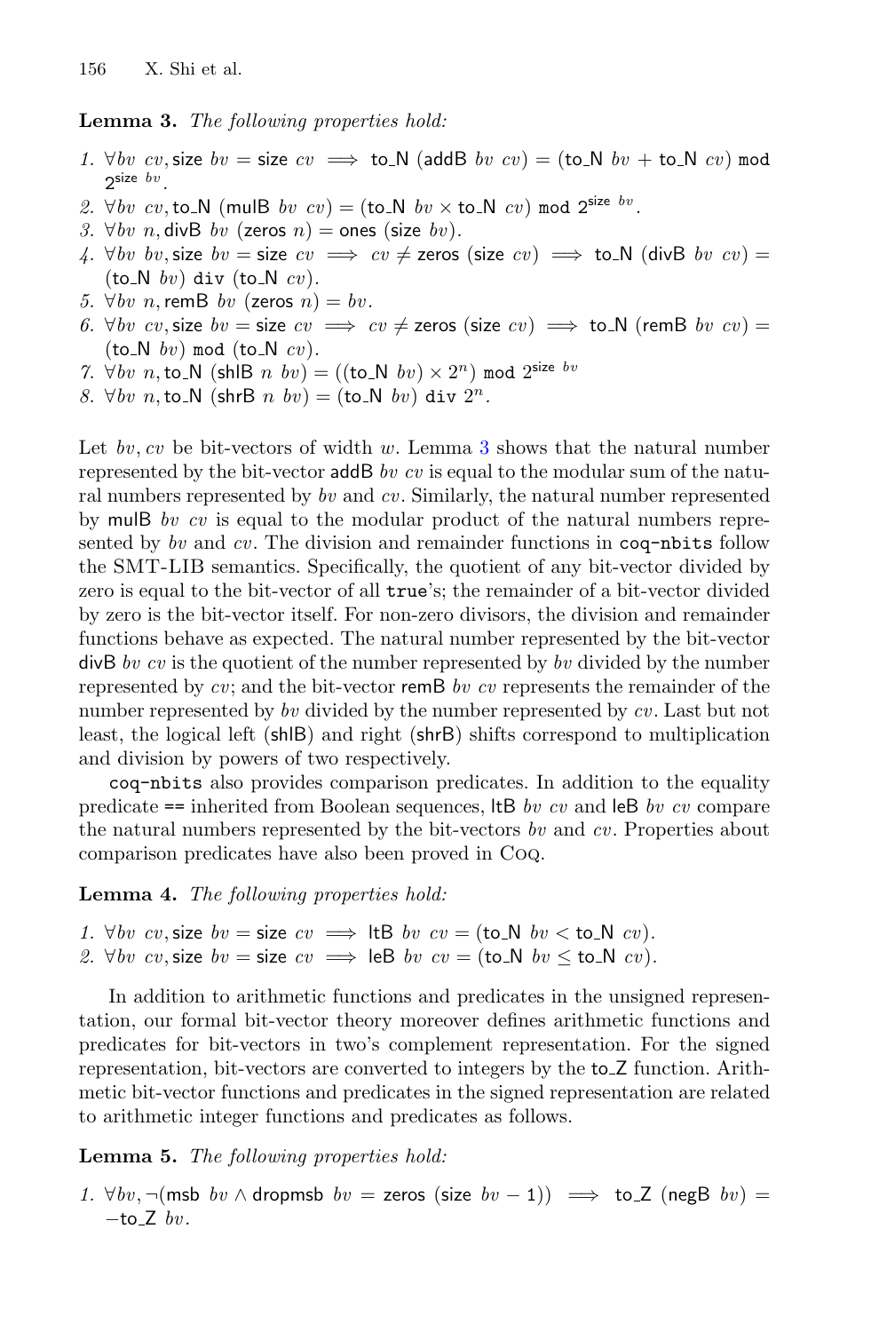**Lemma 3.** *The following properties hold:*

1. $\forall bv\ cv, \mathsf{size}\ bv = \mathsf{size}\ cv \implies \mathsf{to\_N}\ (\mathsf{addB}\ bv\ cv) = (\mathsf{to\_N}\ bv + \mathsf{to\_N}\ cv) \bmod 2^{\mathsf{size}\ bv}$.
2. $\forall bv\ cv, \mathsf{to\_N}\ (\mathsf{mulB}\ bv\ cv) = (\mathsf{to\_N}\ bv \times \mathsf{to\_N}\ cv) \bmod 2^{\mathsf{size}\ bv}$.
3. $\forall bv\ n, \mathsf{divB}\ bv\ (\mathsf{zeros}\ n) = \mathsf{ones}\ (\mathsf{size}\ bv)$.
4. $\forall bv\ bv, \mathsf{size}\ bv = \mathsf{size}\ cv \implies cv \neq \mathsf{zeros}\ (\mathsf{size}\ cv) \implies \mathsf{to\_N}\ (\mathsf{divB}\ bv\ cv) = (\mathsf{to\_N}\ bv)\ \mathtt{div}\ (\mathsf{to\_N}\ cv)$.
5. $\forall bv\ n, \mathsf{remB}\ bv\ (\mathsf{zeros}\ n) = bv$.
6. $\forall bv\ cv, \mathsf{size}\ bv = \mathsf{size}\ cv \implies cv \neq \mathsf{zeros}\ (\mathsf{size}\ cv) \implies \mathsf{to\_N}\ (\mathsf{remB}\ bv\ cv) = (\mathsf{to\_N}\ bv) \bmod (\mathsf{to\_N}\ cv)$.
7. $\forall bv\ n, \mathsf{to\_N}\ (\mathsf{shlB}\ n\ bv) = ((\mathsf{to\_N}\ bv) \times 2^n) \bmod 2^{\mathsf{size}\ bv}$
8. $\forall bv\ n, \mathsf{to\_N}\ (\mathsf{shrB}\ n\ bv) = (\mathsf{to\_N}\ bv)\ \mathtt{div}\ 2^n$.

Let $bv, cv$ be bit-vectors of width $w$. Lemma 3 shows that the natural number represented by the bit-vector addB $bv\ cv$ is equal to the modular sum of the natural numbers represented by $bv$ and $cv$. Similarly, the natural number represented by mulB $bv\ cv$ is equal to the modular product of the natural numbers represented by $bv$ and $cv$. The division and remainder functions in `coq-nbits` follow the SMT-LIB semantics. Specifically, the quotient of any bit-vector divided by zero is equal to the bit-vector of all `true`'s; the remainder of a bit-vector divided by zero is the bit-vector itself. For non-zero divisors, the division and remainder functions behave as expected. The natural number represented by the bit-vector divB $bv\ cv$ is the quotient of the number represented by $bv$ divided by the number represented by $cv$; and the bit-vector remB $bv\ cv$ represents the remainder of the number represented by $bv$ divided by the number represented by $cv$. Last but not least, the logical left (shlB) and right (shrB) shifts correspond to multiplication and division by powers of two respectively.

`coq-nbits` also provides comparison predicates. In addition to the equality predicate `==` inherited from Boolean sequences, ltB $bv\ cv$ and leB $bv\ cv$ compare the natural numbers represented by the bit-vectors $bv$ and $cv$. Properties about comparison predicates have also been proved in Coq.

**Lemma 4.** *The following properties hold:*

1. $\forall bv\ cv, \mathsf{size}\ bv = \mathsf{size}\ cv \implies \mathsf{ltB}\ bv\ cv = (\mathsf{to\_N}\ bv < \mathsf{to\_N}\ cv)$.
2. $\forall bv\ cv, \mathsf{size}\ bv = \mathsf{size}\ cv \implies \mathsf{leB}\ bv\ cv = (\mathsf{to\_N}\ bv \leq \mathsf{to\_N}\ cv)$.

In addition to arithmetic functions and predicates in the unsigned representation, our formal bit-vector theory moreover defines arithmetic functions and predicates for bit-vectors in two's complement representation. For the signed representation, bit-vectors are converted to integers by the to_Z function. Arithmetic bit-vector functions and predicates in the signed representation are related to arithmetic integer functions and predicates as follows.

**Lemma 5.** *The following properties hold:*

1. $\forall bv, \neg(\mathsf{msb}\ bv \wedge \mathsf{dropmsb}\ bv = \mathsf{zeros}\ (\mathsf{size}\ bv - 1)) \implies \mathsf{to\_Z}\ (\mathsf{negB}\ bv) = -\mathsf{to\_Z}\ bv$.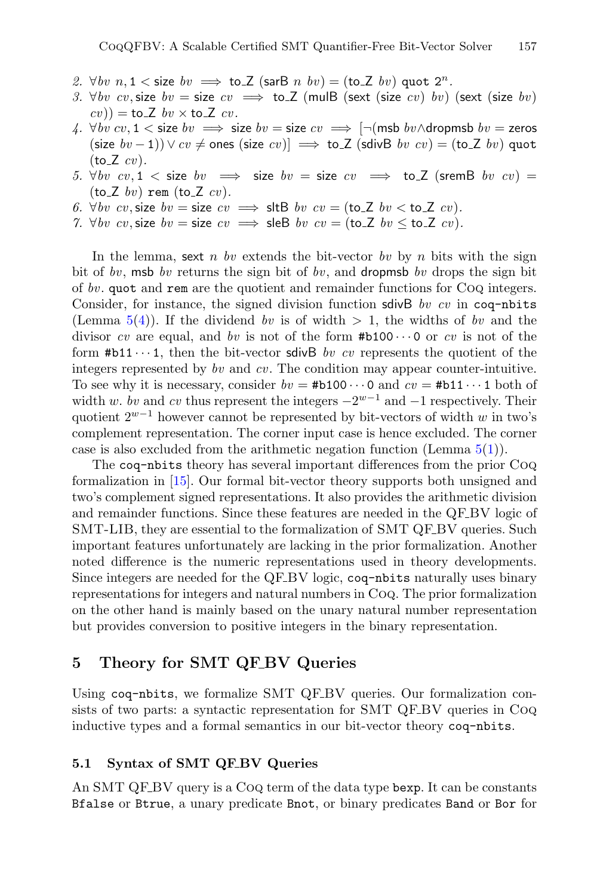2. $\forall bv\ n, 1 < \mathsf{size}\ bv \implies \mathsf{to\_Z}\ (\mathsf{sarB}\ n\ bv) = (\mathsf{to\_Z}\ bv)\ \mathtt{quot}\ 2^n$.
3. $\forall bv\ cv, \mathsf{size}\ bv = \mathsf{size}\ cv \implies \mathsf{to\_Z}\ (\mathsf{mulB}\ (\mathsf{sext}\ (\mathsf{size}\ cv)\ bv)\ (\mathsf{sext}\ (\mathsf{size}\ bv)\ cv)) = \mathsf{to\_Z}\ bv \times \mathsf{to\_Z}\ cv$.
4. $\forall bv\ cv, 1 < \mathsf{size}\ bv \implies \mathsf{size}\ bv = \mathsf{size}\ cv \implies [\neg(\mathsf{msb}\ bv \wedge \mathsf{dropmsb}\ bv = \mathsf{zeros}\ (\mathsf{size}\ bv - 1)) \vee cv \neq \mathsf{ones}\ (\mathsf{size}\ cv)] \implies \mathsf{to\_Z}\ (\mathsf{sdivB}\ bv\ cv) = (\mathsf{to\_Z}\ bv)\ \mathtt{quot}\ (\mathsf{to\_Z}\ cv)$.
5. $\forall bv\ cv, 1 < \mathsf{size}\ bv \implies \mathsf{size}\ bv = \mathsf{size}\ cv \implies \mathsf{to\_Z}\ (\mathsf{sremB}\ bv\ cv) = (\mathsf{to\_Z}\ bv)\ \mathtt{rem}\ (\mathsf{to\_Z}\ cv)$.
6. $\forall bv\ cv, \mathsf{size}\ bv = \mathsf{size}\ cv \implies \mathsf{sltB}\ bv\ cv = (\mathsf{to\_Z}\ bv < \mathsf{to\_Z}\ cv)$.
7. $\forall bv\ cv, \mathsf{size}\ bv = \mathsf{size}\ cv \implies \mathsf{sleB}\ bv\ cv = (\mathsf{to\_Z}\ bv \leq \mathsf{to\_Z}\ cv)$.

In the lemma, sext $n$ $bv$ extends the bit-vector $bv$ by $n$ bits with the sign bit of $bv$, msb $bv$ returns the sign bit of $bv$, and dropmsb $bv$ drops the sign bit of $bv$. `quot` and `rem` are the quotient and remainder functions for Coq integers. Consider, for instance, the signed division function sdivB $bv$ $cv$ in `coq-nbits` (Lemma 5(4)). If the dividend $bv$ is of width $> 1$, the widths of $bv$ and the divisor $cv$ are equal, and $bv$ is not of the form `#b100···0` or $cv$ is not of the form `#b11···1`, then the bit-vector sdivB $bv$ $cv$ represents the quotient of the integers represented by $bv$ and $cv$. The condition may appear counter-intuitive. To see why it is necessary, consider $bv$ = `#b100···0` and $cv$ = `#b11···1` both of width $w$. $bv$ and $cv$ thus represent the integers $-2^{w-1}$ and $-1$ respectively. Their quotient $2^{w-1}$ however cannot be represented by bit-vectors of width $w$ in two's complement representation. The corner input case is hence excluded. The corner case is also excluded from the arithmetic negation function (Lemma 5(1)).

The `coq-nbits` theory has several important differences from the prior Coq formalization in [15]. Our formal bit-vector theory supports both unsigned and two's complement signed representations. It also provides the arithmetic division and remainder functions. Since these features are needed in the QF_BV logic of SMT-LIB, they are essential to the formalization of SMT QF_BV queries. Such important features unfortunately are lacking in the prior formalization. Another noted difference is the numeric representations used in theory developments. Since integers are needed for the QF_BV logic, `coq-nbits` naturally uses binary representations for integers and natural numbers in Coq. The prior formalization on the other hand is mainly based on the unary natural number representation but provides conversion to positive integers in the binary representation.

## 5 Theory for SMT QF_BV Queries

Using `coq-nbits`, we formalize SMT QF_BV queries. Our formalization consists of two parts: a syntactic representation for SMT QF_BV queries in Coq inductive types and a formal semantics in our bit-vector theory `coq-nbits`.

### 5.1 Syntax of SMT QF_BV Queries

An SMT QF_BV query is a Coq term of the data type `bexp`. It can be constants `Bfalse` or `Btrue`, a unary predicate `Bnot`, or binary predicates `Band` or `Bor` for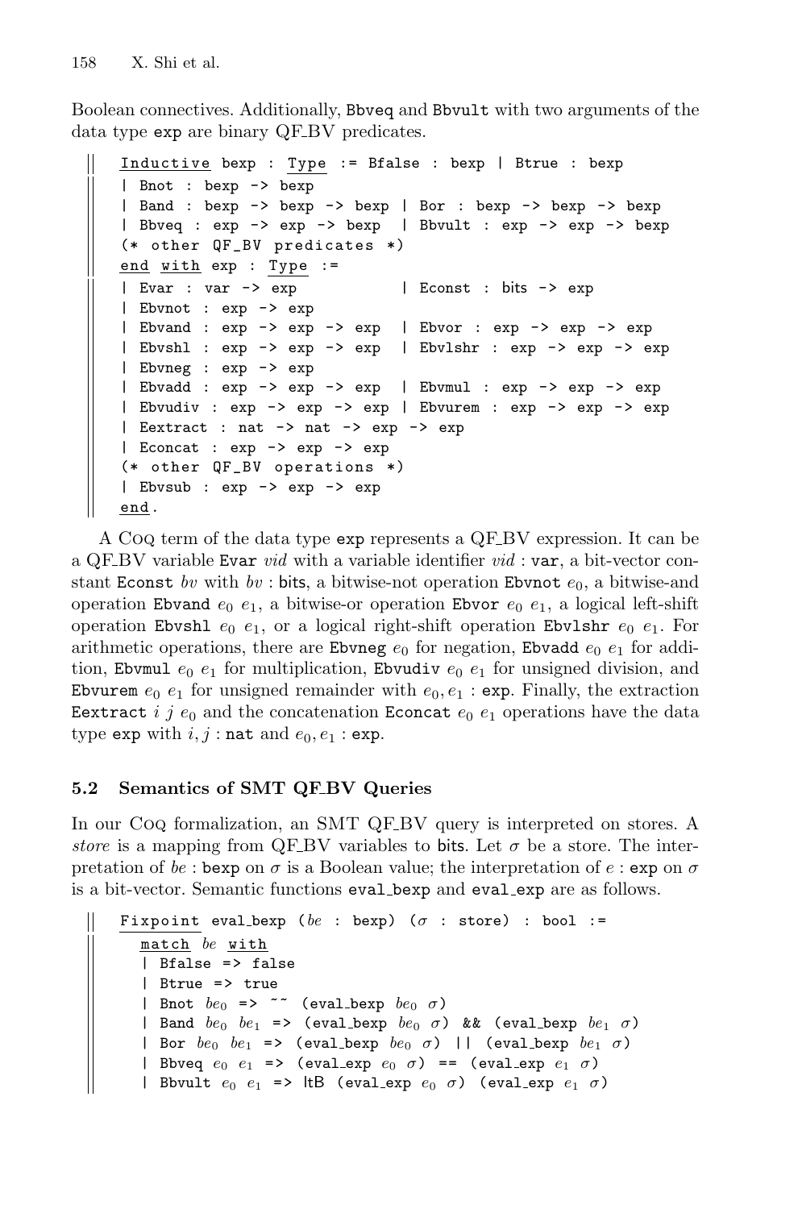Boolean connectives. Additionally, `Bbveq` and `Bbvult` with two arguments of the data type `exp` are binary QF_BV predicates.

```
Inductive bexp : Type := Bfalse : bexp | Btrue : bexp
| Bnot : bexp -> bexp
| Band : bexp -> bexp -> bexp | Bor : bexp -> bexp -> bexp
| Bbveq : exp -> exp -> bexp  | Bbvult : exp -> exp -> bexp
(* other QF_BV predicates *)
end with exp : Type :=
| Evar : var -> exp           | Econst : bits -> exp
| Ebvnot : exp -> exp
| Ebvand : exp -> exp -> exp  | Ebvor : exp -> exp -> exp
| Ebvshl : exp -> exp -> exp  | Ebvlshr : exp -> exp -> exp
| Ebvneg : exp -> exp
| Ebvadd : exp -> exp -> exp  | Ebvmul : exp -> exp -> exp
| Ebvudiv : exp -> exp -> exp | Ebvurem : exp -> exp -> exp
| Eextract : nat -> nat -> exp -> exp
| Econcat : exp -> exp -> exp
(* other QF_BV operations *)
| Ebvsub : exp -> exp -> exp
end.
```

A Coq term of the data type `exp` represents a QF_BV expression. It can be a QF_BV variable `Evar` *vid* with a variable identifier *vid* : `var`, a bit-vector constant `Econst` *bv* with *bv* : bits, a bitwise-not operation `Ebvnot` $e_0$, a bitwise-and operation `Ebvand` $e_0$ $e_1$, a bitwise-or operation `Ebvor` $e_0$ $e_1$, a logical left-shift operation `Ebvshl` $e_0$ $e_1$, or a logical right-shift operation `Ebvlshr` $e_0$ $e_1$. For arithmetic operations, there are `Ebvneg` $e_0$ for negation, `Ebvadd` $e_0$ $e_1$ for addition, `Ebvmul` $e_0$ $e_1$ for multiplication, `Ebvudiv` $e_0$ $e_1$ for unsigned division, and `Ebvurem` $e_0$ $e_1$ for unsigned remainder with $e_0, e_1$ : `exp`. Finally, the extraction `Eextract` $i$ $j$ $e_0$ and the concatenation `Econcat` $e_0$ $e_1$ operations have the data type `exp` with $i, j$ : `nat` and $e_0, e_1$ : `exp`.

### 5.2 Semantics of SMT QF_BV Queries

In our Coq formalization, an SMT QF_BV query is interpreted on stores. A *store* is a mapping from QF_BV variables to bits. Let $\sigma$ be a store. The interpretation of *be* : `bexp` on $\sigma$ is a Boolean value; the interpretation of $e$ : `exp` on $\sigma$ is a bit-vector. Semantic functions `eval_bexp` and `eval_exp` are as follows.

```
Fixpoint eval_bexp (be : bexp) (σ : store) : bool :=
  match be with
  | Bfalse => false
  | Btrue => true
  | Bnot be0 => ~~ (eval_bexp be0 σ)
  | Band be0 be1 => (eval_bexp be0 σ) && (eval_bexp be1 σ)
  | Bor be0 be1 => (eval_bexp be0 σ) || (eval_bexp be1 σ)
  | Bbveq e0 e1 => (eval_exp e0 σ) == (eval_exp e1 σ)
  | Bbvult e0 e1 => ltB (eval_exp e0 σ) (eval_exp e1 σ)
```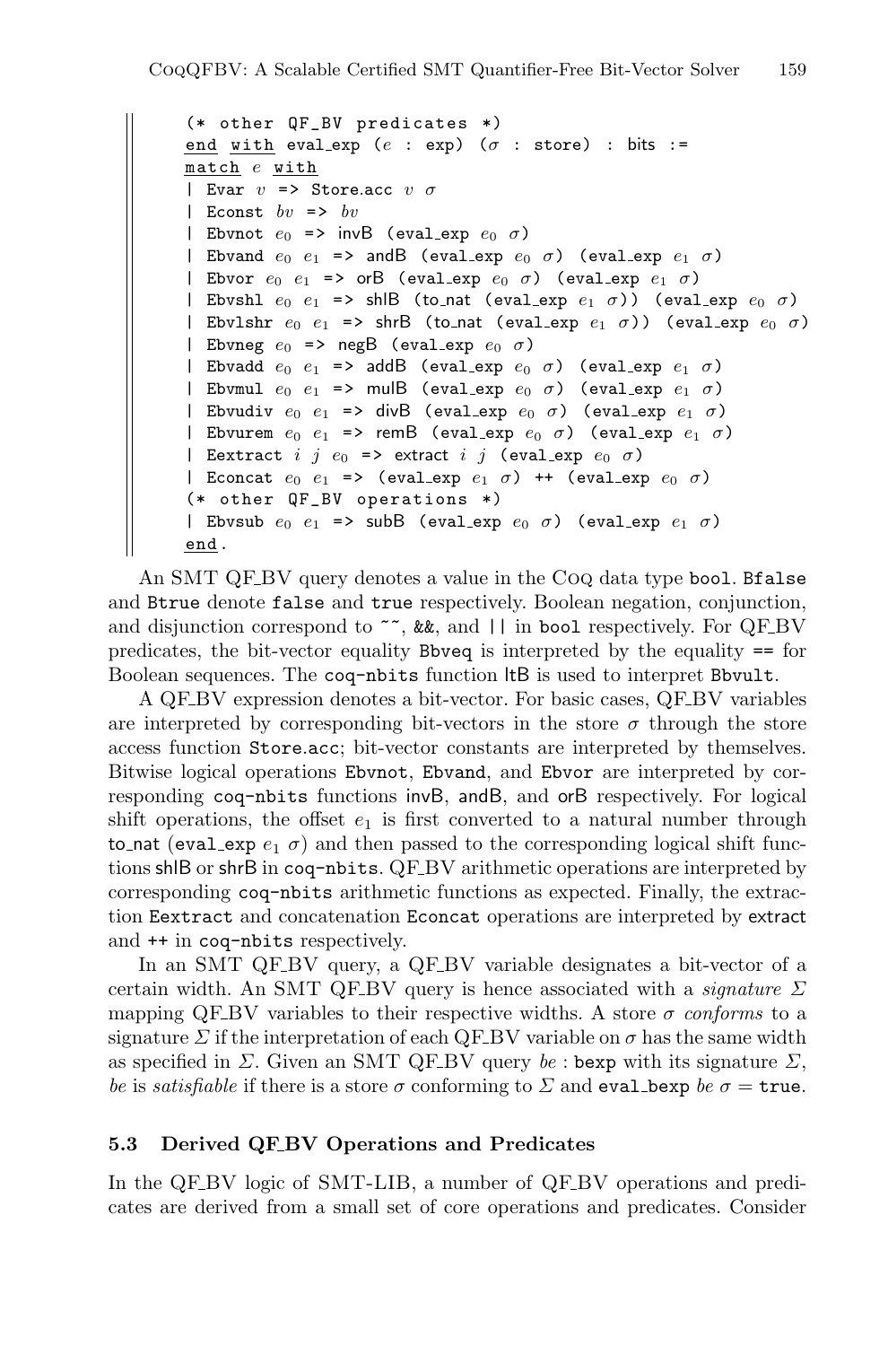```
(* other QF_BV predicates *)
end with eval_exp (e : exp) (σ : store) : bits :=
match e with
| Evar v => Store.acc v σ
| Econst bv => bv
| Ebvnot e0 => invB (eval_exp e0 σ)
| Ebvand e0 e1 => andB (eval_exp e0 σ) (eval_exp e1 σ)
| Ebvor e0 e1 => orB (eval_exp e0 σ) (eval_exp e1 σ)
| Ebvshl e0 e1 => shlB (to_nat (eval_exp e1 σ)) (eval_exp e0 σ)
| Ebvlshr e0 e1 => shrB (to_nat (eval_exp e1 σ)) (eval_exp e0 σ)
| Ebvneg e0 => negB (eval_exp e0 σ)
| Ebvadd e0 e1 => addB (eval_exp e0 σ) (eval_exp e1 σ)
| Ebvmul e0 e1 => mulB (eval_exp e0 σ) (eval_exp e1 σ)
| Ebvudiv e0 e1 => divB (eval_exp e0 σ) (eval_exp e1 σ)
| Ebvurem e0 e1 => remB (eval_exp e0 σ) (eval_exp e1 σ)
| Eextract i j e0 => extract i j (eval_exp e0 σ)
| Econcat e0 e1 => (eval_exp e1 σ) ++ (eval_exp e0 σ)
(* other QF_BV operations *)
| Ebvsub e0 e1 => subB (eval_exp e0 σ) (eval_exp e1 σ)
end.
```

An SMT QF_BV query denotes a value in the Coq data type `bool`. `Bfalse` and `Btrue` denote `false` and `true` respectively. Boolean negation, conjunction, and disjunction correspond to `~~`, `&&`, and `||` in `bool` respectively. For QF_BV predicates, the bit-vector equality `Bbveq` is interpreted by the equality `==` for Boolean sequences. The `coq-nbits` function ltB is used to interpret `Bbvult`.

A QF_BV expression denotes a bit-vector. For basic cases, QF_BV variables are interpreted by corresponding bit-vectors in the store $\sigma$ through the store access function Store.acc; bit-vector constants are interpreted by themselves. Bitwise logical operations `Ebvnot`, `Ebvand`, and `Ebvor` are interpreted by corresponding `coq-nbits` functions invB, andB, and orB respectively. For logical shift operations, the offset $e_1$ is first converted to a natural number through to_nat (`eval_exp` $e_1$ $\sigma$) and then passed to the corresponding logical shift functions shlB or shrB in `coq-nbits`. QF_BV arithmetic operations are interpreted by corresponding `coq-nbits` arithmetic functions as expected. Finally, the extraction `Eextract` and concatenation `Econcat` operations are interpreted by extract and `++` in `coq-nbits` respectively.

In an SMT QF_BV query, a QF_BV variable designates a bit-vector of a certain width. An SMT QF_BV query is hence associated with a *signature* $\Sigma$ mapping QF_BV variables to their respective widths. A store $\sigma$ *conforms* to a signature $\Sigma$ if the interpretation of each QF_BV variable on $\sigma$ has the same width as specified in $\Sigma$. Given an SMT QF_BV query *be* : `bexp` with its signature $\Sigma$, *be* is *satisfiable* if there is a store $\sigma$ conforming to $\Sigma$ and `eval_bexp` *be* $\sigma$ = `true`.

### 5.3 Derived QF_BV Operations and Predicates

In the QF_BV logic of SMT-LIB, a number of QF_BV operations and predicates are derived from a small set of core operations and predicates. Consider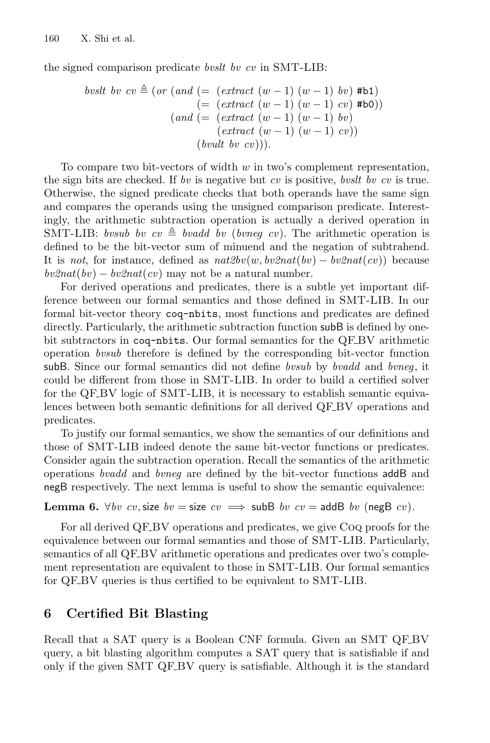the signed comparison predicate *bvslt bv cv* in SMT-LIB:

$$
\begin{aligned}
\mathit{bvslt}\ \mathit{bv}\ \mathit{cv} \triangleq (\mathit{or}\ & (\mathit{and}\ (=\ (\mathit{extract}\ (w-1)\ (w-1)\ \mathit{bv})\ \texttt{\#b1}) \\
& \qquad\quad (=\ (\mathit{extract}\ (w-1)\ (w-1)\ \mathit{cv})\ \texttt{\#b0})) \\
& (\mathit{and}\ (=\ (\mathit{extract}\ (w-1)\ (w-1)\ \mathit{bv}) \\
& \qquad\qquad (\mathit{extract}\ (w-1)\ (w-1)\ \mathit{cv})) \\
& \qquad\quad (\mathit{bvult}\ \mathit{bv}\ \mathit{cv}))).
\end{aligned}
$$

To compare two bit-vectors of width $w$ in two's complement representation, the sign bits are checked. If *bv* is negative but *cv* is positive, *bvslt bv cv* is true. Otherwise, the signed predicate checks that both operands have the same sign and compares the operands using the unsigned comparison predicate. Interestingly, the arithmetic subtraction operation is actually a derived operation in SMT-LIB: $\mathit{bvsub}\ \mathit{bv}\ \mathit{cv} \triangleq \mathit{bvadd}\ \mathit{bv}\ (\mathit{bvneg}\ \mathit{cv})$. The arithmetic operation is defined to be the bit-vector sum of minuend and the negation of subtrahend. It is *not*, for instance, defined as $\mathit{nat2bv}(w, \mathit{bv2nat}(\mathit{bv}) - \mathit{bv2nat}(\mathit{cv}))$ because $\mathit{bv2nat}(\mathit{bv}) - \mathit{bv2nat}(\mathit{cv})$ may not be a natural number.

For derived operations and predicates, there is a subtle yet important difference between our formal semantics and those defined in SMT-LIB. In our formal bit-vector theory `coq-nbits`, most functions and predicates are defined directly. Particularly, the arithmetic subtraction function subB is defined by one-bit subtractors in `coq-nbits`. Our formal semantics for the QF_BV arithmetic operation *bvsub* therefore is defined by the corresponding bit-vector function subB. Since our formal semantics did not define *bvsub* by *bvadd* and *bvneg*, it could be different from those in SMT-LIB. In order to build a certified solver for the QF_BV logic of SMT-LIB, it is necessary to establish semantic equivalences between both semantic definitions for all derived QF_BV operations and predicates.

To justify our formal semantics, we show the semantics of our definitions and those of SMT-LIB indeed denote the same bit-vector functions or predicates. Consider again the subtraction operation. Recall the semantics of the arithmetic operations *bvadd* and *bvneg* are defined by the bit-vector functions addB and negB respectively. The next lemma is useful to show the semantic equivalence:

**Lemma 6.** $\forall bv\ cv, \mathsf{size}\ bv = \mathsf{size}\ cv \implies \mathsf{subB}\ bv\ cv = \mathsf{addB}\ bv\ (\mathsf{negB}\ cv)$.

For all derived QF_BV operations and predicates, we give Coq proofs for the equivalence between our formal semantics and those of SMT-LIB. Particularly, semantics of all QF_BV arithmetic operations and predicates over two's complement representation are equivalent to those in SMT-LIB. Our formal semantics for QF_BV queries is thus certified to be equivalent to SMT-LIB.

## 6 Certified Bit Blasting

Recall that a SAT query is a Boolean CNF formula. Given an SMT QF_BV query, a bit blasting algorithm computes a SAT query that is satisfiable if and only if the given SMT QF_BV query is satisfiable. Although it is the standard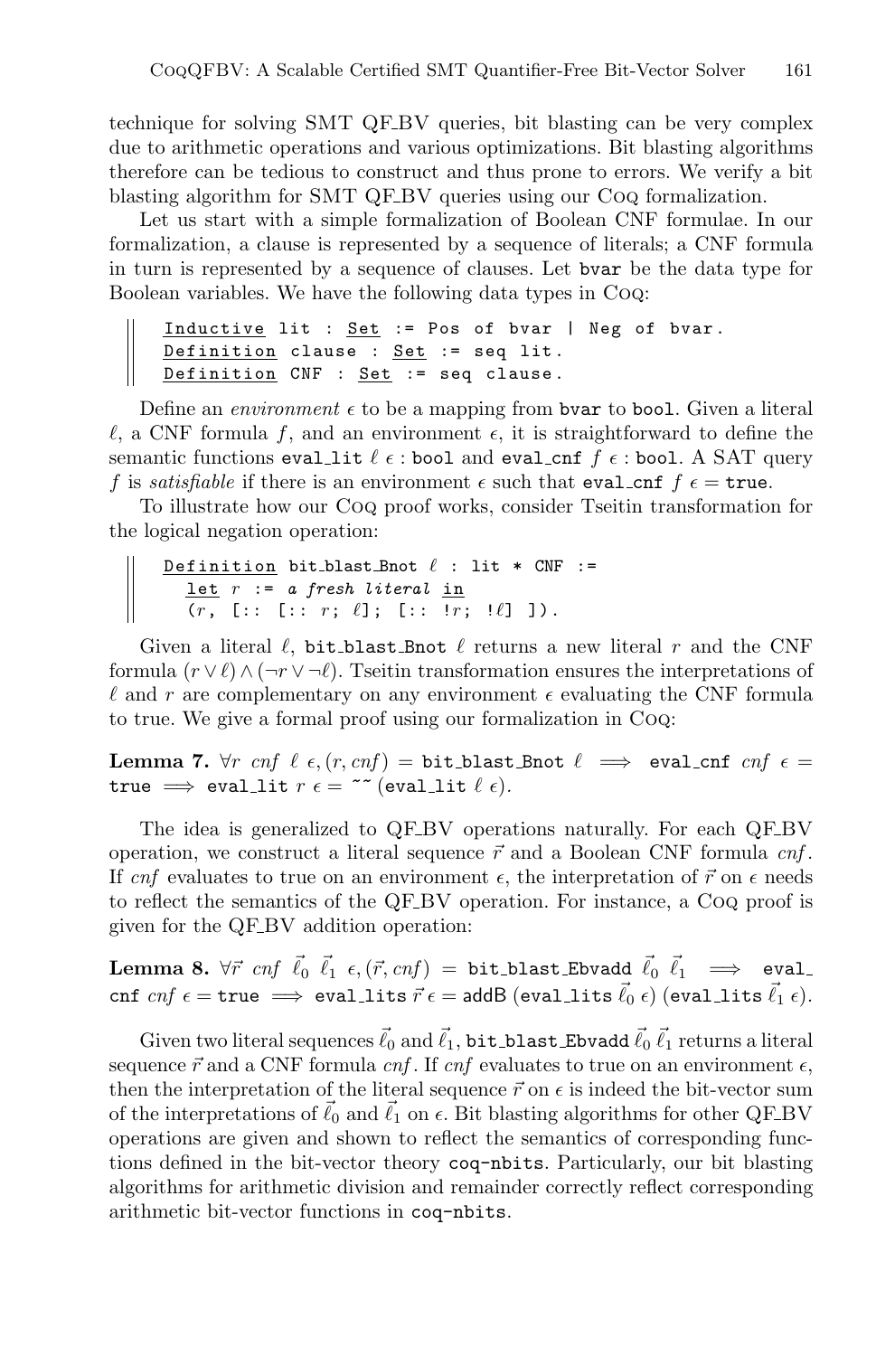technique for solving SMT QF_BV queries, bit blasting can be very complex due to arithmetic operations and various optimizations. Bit blasting algorithms therefore can be tedious to construct and thus prone to errors. We verify a bit blasting algorithm for SMT QF_BV queries using our Coq formalization.

Let us start with a simple formalization of Boolean CNF formulae. In our formalization, a clause is represented by a sequence of literals; a CNF formula in turn is represented by a sequence of clauses. Let `bvar` be the data type for Boolean variables. We have the following data types in Coq:

```
Inductive lit : Set := Pos of bvar | Neg of bvar.
Definition clause : Set := seq lit.
Definition CNF : Set := seq clause.
```

Define an *environment* $\epsilon$ to be a mapping from `bvar` to `bool`. Given a literal $\ell$, a CNF formula $f$, and an environment $\epsilon$, it is straightforward to define the semantic functions `eval_lit` $\ell$ $\epsilon$ : `bool` and `eval_cnf` $f$ $\epsilon$ : `bool`. A SAT query $f$ is *satisfiable* if there is an environment $\epsilon$ such that `eval_cnf` $f$ $\epsilon$ = `true`.

To illustrate how our Coq proof works, consider Tseitin transformation for the logical negation operation:

```
Definition bit_blast_Bnot ℓ : lit * CNF :=
  let r := a fresh literal in
  (r, [:: [:: r; ℓ]; [:: !r; !ℓ] ]).
```

Given a literal $\ell$, `bit_blast_Bnot` $\ell$ returns a new literal $r$ and the CNF formula $(r \vee \ell) \wedge (\neg r \vee \neg \ell)$. Tseitin transformation ensures the interpretations of $\ell$ and $r$ are complementary on any environment $\epsilon$ evaluating the CNF formula to true. We give a formal proof using our formalization in Coq:

**Lemma 7.** $\forall r\ cnf\ \ell\ \epsilon, (r, cnf) =$ `bit_blast_Bnot` $\ell \implies$ `eval_cnf` $cnf\ \epsilon =$ `true` $\implies$ `eval_lit` $r\ \epsilon =$ `~~` (`eval_lit` $\ell\ \epsilon$).

The idea is generalized to QF_BV operations naturally. For each QF_BV operation, we construct a literal sequence $\vec{r}$ and a Boolean CNF formula *cnf*. If *cnf* evaluates to true on an environment $\epsilon$, the interpretation of $\vec{r}$ on $\epsilon$ needs to reflect the semantics of the QF_BV operation. For instance, a Coq proof is given for the QF_BV addition operation:

**Lemma 8.** $\forall \vec{r}\ cnf\ \vec{\ell_0}\ \vec{\ell_1}\ \epsilon, (\vec{r}, cnf) =$ `bit_blast_Ebvadd` $\vec{\ell_0}\ \vec{\ell_1} \implies$ `eval_cnf` $cnf\ \epsilon =$ `true` $\implies$ `eval_lits` $\vec{r}\ \epsilon =$ `addB` (`eval_lits` $\vec{\ell_0}\ \epsilon$) (`eval_lits` $\vec{\ell_1}\ \epsilon$).

Given two literal sequences $\vec{\ell_0}$ and $\vec{\ell_1}$, `bit_blast_Ebvadd` $\vec{\ell_0}\ \vec{\ell_1}$ returns a literal sequence $\vec{r}$ and a CNF formula *cnf*. If *cnf* evaluates to true on an environment $\epsilon$, then the interpretation of the literal sequence $\vec{r}$ on $\epsilon$ is indeed the bit-vector sum of the interpretations of $\vec{\ell_0}$ and $\vec{\ell_1}$ on $\epsilon$. Bit blasting algorithms for other QF_BV operations are given and shown to reflect the semantics of corresponding functions defined in the bit-vector theory `coq-nbits`. Particularly, our bit blasting algorithms for arithmetic division and remainder correctly reflect corresponding arithmetic bit-vector functions in `coq-nbits`.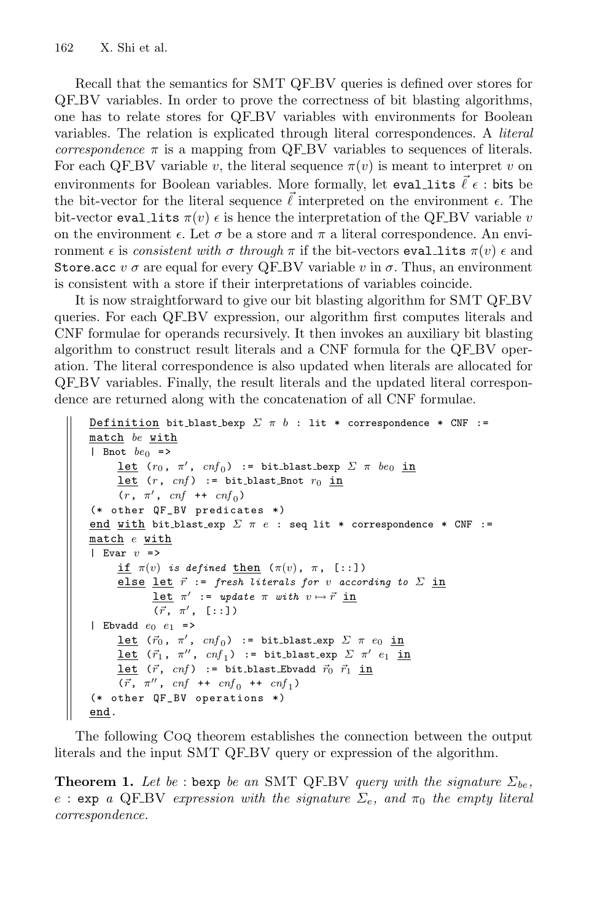Recall that the semantics for SMT QF_BV queries is defined over stores for QF_BV variables. In order to prove the correctness of bit blasting algorithms, one has to relate stores for QF_BV variables with environments for Boolean variables. The relation is explicated through literal correspondences. A *literal correspondence* $\pi$ is a mapping from QF_BV variables to sequences of literals. For each QF_BV variable $v$, the literal sequence $\pi(v)$ is meant to interpret $v$ on environments for Boolean variables. More formally, let `eval_lits` $\vec{\ell}$ $\epsilon$ : bits be the bit-vector for the literal sequence $\vec{\ell}$ interpreted on the environment $\epsilon$. The bit-vector `eval_lits` $\pi(v)$ $\epsilon$ is hence the interpretation of the QF_BV variable $v$ on the environment $\epsilon$. Let $\sigma$ be a store and $\pi$ a literal correspondence. An environment $\epsilon$ is *consistent with* $\sigma$ *through* $\pi$ if the bit-vectors `eval_lits` $\pi(v)$ $\epsilon$ and `Store.acc` $v$ $\sigma$ are equal for every QF_BV variable $v$ in $\sigma$. Thus, an environment is consistent with a store if their interpretations of variables coincide.

It is now straightforward to give our bit blasting algorithm for SMT QF_BV queries. For each QF_BV expression, our algorithm first computes literals and CNF formulae for operands recursively. It then invokes an auxiliary bit blasting algorithm to construct result literals and a CNF formula for the QF_BV operation. The literal correspondence is also updated when literals are allocated for QF_BV variables. Finally, the result literals and the updated literal correspondence are returned along with the concatenation of all CNF formulae.

```
Definition bit_blast_bexp Σ π b : lit * correspondence * CNF :=
match be with
| Bnot be0 =>
    let (r0, π', cnf0) := bit_blast_bexp Σ π be0 in
    let (r, cnf) := bit_blast_Bnot r0 in
    (r, π', cnf ++ cnf0)
(* other QF_BV predicates *)
end with bit_blast_exp Σ π e : seq lit * correspondence * CNF :=
match e with
| Evar v =>
    if π(v) is defined then (π(v), π, [::])
    else let r⃗ := fresh literals for v according to Σ in
         let π' := update π with v ↦ r⃗ in
         (r⃗, π', [::])
| Ebvadd e0 e1 =>
    let (r⃗0, π', cnf0) := bit_blast_exp Σ π e0 in
    let (r⃗1, π'', cnf1) := bit_blast_exp Σ π' e1 in
    let (r⃗, cnf) := bit_blast_Ebvadd r⃗0 r⃗1 in
    (r⃗, π'', cnf ++ cnf0 ++ cnf1)
(* other QF_BV operations *)
end.
```

The following Coq theorem establishes the connection between the output literals and the input SMT QF_BV query or expression of the algorithm.

**Theorem 1.** *Let be* : `bexp` *be an* SMT QF_BV *query with the signature* $\Sigma_{be}$*, e* : `exp` *a* QF_BV *expression with the signature* $\Sigma_e$*, and* $\pi_0$ *the empty literal correspondence.*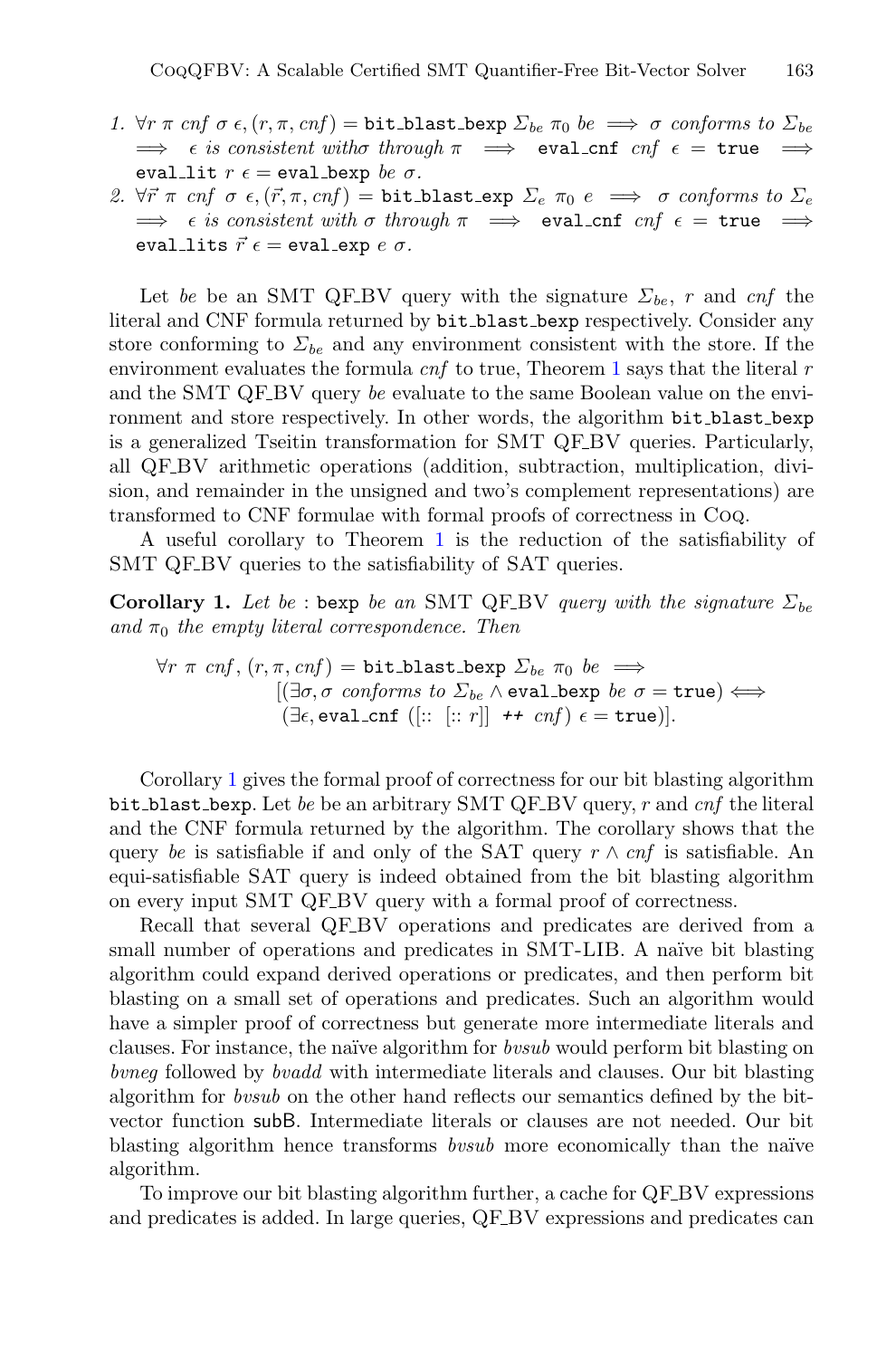1. $\forall r\ \pi\ cnf\ \sigma\ \epsilon, (r, \pi, cnf) = \texttt{bit\_blast\_bexp}\ \Sigma_{be}\ \pi_0\ be \implies \sigma$ *conforms to* $\Sigma_{be} \implies \epsilon$ *is consistent with* $\sigma$ *through* $\pi \implies \texttt{eval\_cnf}\ cnf\ \epsilon = \texttt{true} \implies \texttt{eval\_lit}\ r\ \epsilon = \texttt{eval\_bexp}\ be\ \sigma$.
2. $\forall \vec{r}\ \pi\ cnf\ \sigma\ \epsilon, (\vec{r}, \pi, cnf) = \texttt{bit\_blast\_exp}\ \Sigma_e\ \pi_0\ e \implies \sigma$ *conforms to* $\Sigma_e \implies \epsilon$ *is consistent with* $\sigma$ *through* $\pi \implies \texttt{eval\_cnf}\ cnf\ \epsilon = \texttt{true} \implies \texttt{eval\_lits}\ \vec{r}\ \epsilon = \texttt{eval\_exp}\ e\ \sigma$.

Let *be* be an SMT QF_BV query with the signature $\Sigma_{be}$, $r$ and *cnf* the literal and CNF formula returned by bit_blast_bexp respectively. Consider any store conforming to $\Sigma_{be}$ and any environment consistent with the store. If the environment evaluates the formula *cnf* to true, Theorem 1 says that the literal $r$ and the SMT QF_BV query *be* evaluate to the same Boolean value on the environment and store respectively. In other words, the algorithm bit_blast_bexp is a generalized Tseitin transformation for SMT QF_BV queries. Particularly, all QF_BV arithmetic operations (addition, subtraction, multiplication, division, and remainder in the unsigned and two's complement representations) are transformed to CNF formulae with formal proofs of correctness in Coq.

A useful corollary to Theorem 1 is the reduction of the satisfiability of SMT QF_BV queries to the satisfiability of SAT queries.

**Corollary 1.** *Let be* : bexp *be an* SMT QF_BV *query with the signature* $\Sigma_{be}$ *and* $\pi_0$ *the empty literal correspondence. Then*

$$\begin{aligned}\forall r\ \pi\ cnf, (r, \pi, cnf) = \texttt{bit\_blast\_bexp}\ \Sigma_{be}\ \pi_0\ be \implies \\ [(\exists \sigma, \sigma \text{ conforms to } \Sigma_{be} \wedge \texttt{eval\_bexp}\ be\ \sigma = \texttt{true}) \iff \\ (\exists \epsilon, \texttt{eval\_cnf}\ ([::\ [::r]]\ \texttt{++}\ cnf)\ \epsilon = \texttt{true})].\end{aligned}$$

Corollary 1 gives the formal proof of correctness for our bit blasting algorithm bit_blast_bexp. Let *be* be an arbitrary SMT QF_BV query, $r$ and *cnf* the literal and the CNF formula returned by the algorithm. The corollary shows that the query *be* is satisfiable if and only of the SAT query $r \wedge cnf$ is satisfiable. An equi-satisfiable SAT query is indeed obtained from the bit blasting algorithm on every input SMT QF_BV query with a formal proof of correctness.

Recall that several QF_BV operations and predicates are derived from a small number of operations and predicates in SMT-LIB. A naïve bit blasting algorithm could expand derived operations or predicates, and then perform bit blasting on a small set of operations and predicates. Such an algorithm would have a simpler proof of correctness but generate more intermediate literals and clauses. For instance, the naïve algorithm for *bvsub* would perform bit blasting on *bvneg* followed by *bvadd* with intermediate literals and clauses. Our bit blasting algorithm for *bvsub* on the other hand reflects our semantics defined by the bit-vector function subB. Intermediate literals or clauses are not needed. Our bit blasting algorithm hence transforms *bvsub* more economically than the naïve algorithm.

To improve our bit blasting algorithm further, a cache for QF_BV expressions and predicates is added. In large queries, QF_BV expressions and predicates can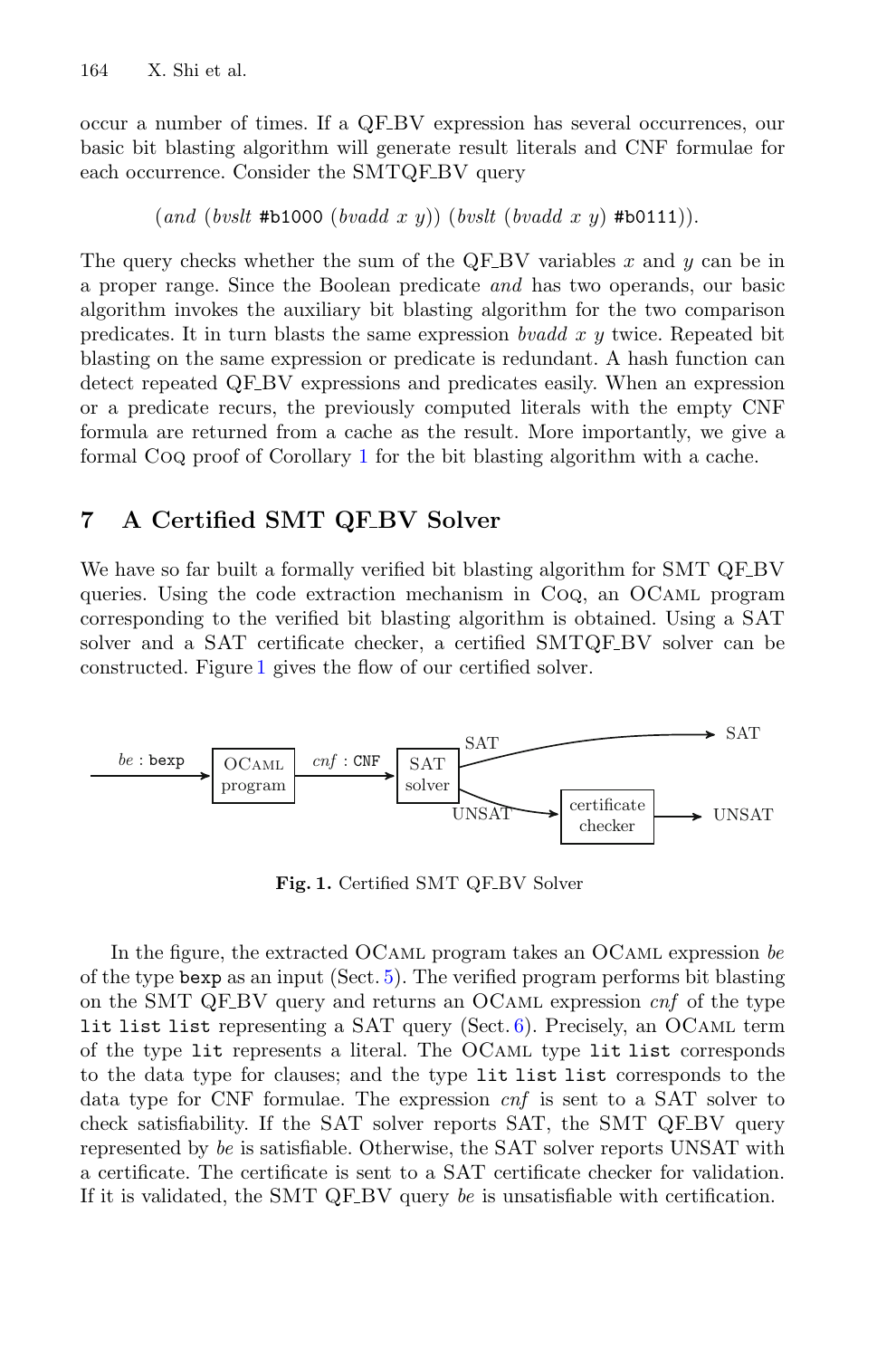occur a number of times. If a QF_BV expression has several occurrences, our basic bit blasting algorithm will generate result literals and CNF formulae for each occurrence. Consider the SMTQF_BV query

$$(and\ (bvslt\ \texttt{\#b1000}\ (bvadd\ x\ y))\ (bvslt\ (bvadd\ x\ y)\ \texttt{\#b0111})).$$

The query checks whether the sum of the QF_BV variables $x$ and $y$ can be in a proper range. Since the Boolean predicate *and* has two operands, our basic algorithm invokes the auxiliary bit blasting algorithm for the two comparison predicates. It in turn blasts the same expression *bvadd x y* twice. Repeated bit blasting on the same expression or predicate is redundant. A hash function can detect repeated QF_BV expressions and predicates easily. When an expression or a predicate recurs, the previously computed literals with the empty CNF formula are returned from a cache as the result. More importantly, we give a formal Coq proof of Corollary 1 for the bit blasting algorithm with a cache.

## 7 A Certified SMT QF_BV Solver

We have so far built a formally verified bit blasting algorithm for SMT QF_BV queries. Using the code extraction mechanism in Coq, an OCaml program corresponding to the verified bit blasting algorithm is obtained. Using a SAT solver and a SAT certificate checker, a certified SMTQF_BV solver can be constructed. Figure 1 gives the flow of our certified solver.

*be* : `bexp` → [OCaml program] → *cnf* : `CNF` → [SAT solver] → SAT → SAT; [SAT solver] → UNSAT → [certificate checker] → UNSAT

**Fig. 1.** Certified SMT QF_BV Solver

In the figure, the extracted OCaml program takes an OCaml expression *be* of the type `bexp` as an input (Sect. 5). The verified program performs bit blasting on the SMT QF_BV query and returns an OCaml expression *cnf* of the type `lit list list` representing a SAT query (Sect. 6). Precisely, an OCaml term of the type `lit` represents a literal. The OCaml type `lit list` corresponds to the data type for clauses; and the type `lit list list` corresponds to the data type for CNF formulae. The expression *cnf* is sent to a SAT solver to check satisfiability. If the SAT solver reports SAT, the SMT QF_BV query represented by *be* is satisfiable. Otherwise, the SAT solver reports UNSAT with a certificate. The certificate is sent to a SAT certificate checker for validation. If it is validated, the SMT QF_BV query *be* is unsatisfiable with certification.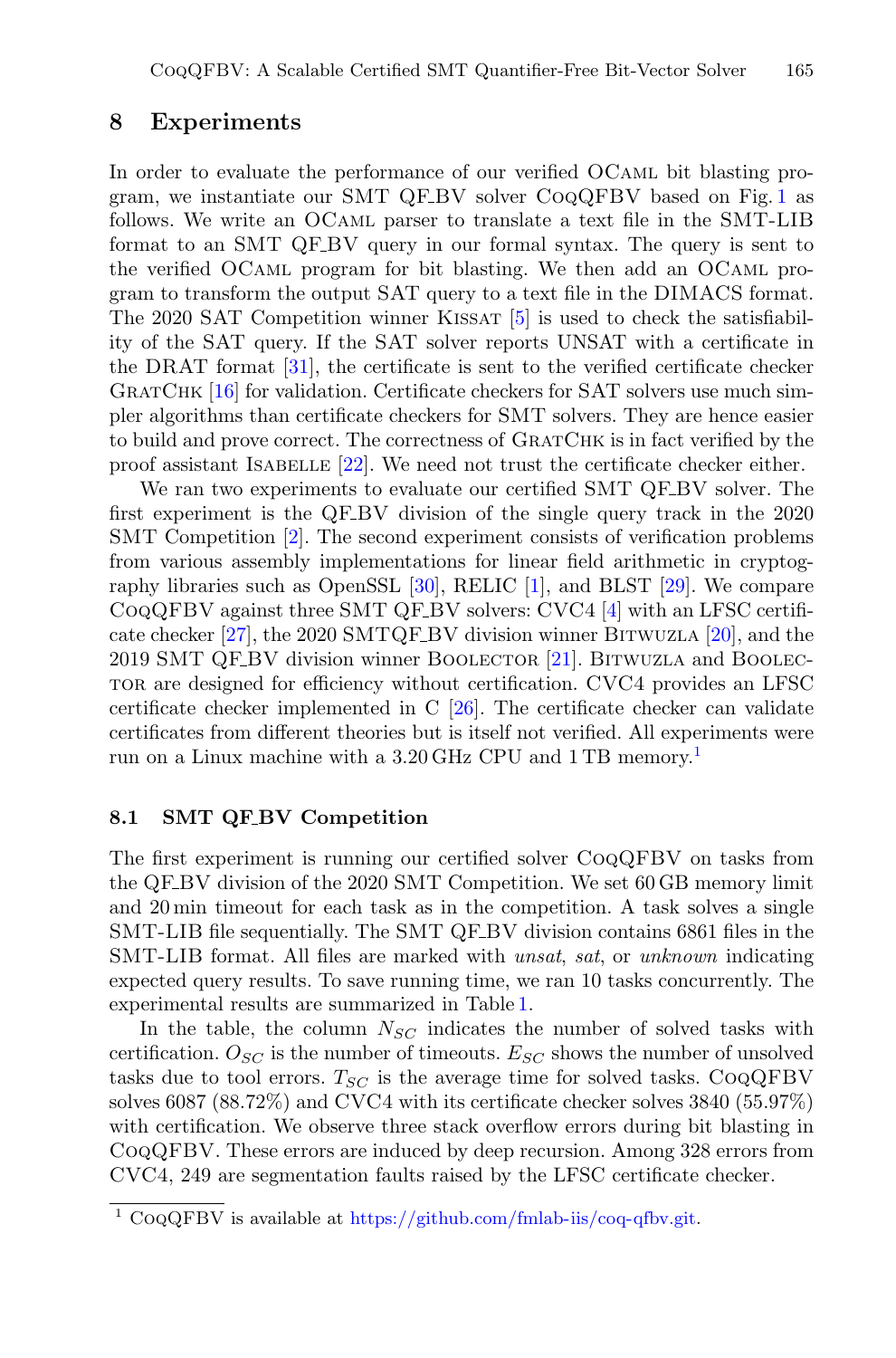## 8 Experiments

In order to evaluate the performance of our verified OCaml bit blasting program, we instantiate our SMT QF_BV solver CoqQFBV based on Fig. 1 as follows. We write an OCaml parser to translate a text file in the SMT-LIB format to an SMT QF_BV query in our formal syntax. The query is sent to the verified OCaml program for bit blasting. We then add an OCaml program to transform the output SAT query to a text file in the DIMACS format. The 2020 SAT Competition winner Kissat [5] is used to check the satisfiability of the SAT query. If the SAT solver reports UNSAT with a certificate in the DRAT format [31], the certificate is sent to the verified certificate checker GratChk [16] for validation. Certificate checkers for SAT solvers use much simpler algorithms than certificate checkers for SMT solvers. They are hence easier to build and prove correct. The correctness of GratChk is in fact verified by the proof assistant Isabelle [22]. We need not trust the certificate checker either.

We ran two experiments to evaluate our certified SMT QF_BV solver. The first experiment is the QF_BV division of the single query track in the 2020 SMT Competition [2]. The second experiment consists of verification problems from various assembly implementations for linear field arithmetic in cryptography libraries such as OpenSSL [30], RELIC [1], and BLST [29]. We compare CoqQFBV against three SMT QF_BV solvers: CVC4 [4] with an LFSC certificate checker [27], the 2020 SMTQF_BV division winner Bitwuzla [20], and the 2019 SMT QF_BV division winner Boolector [21]. Bitwuzla and Boolector are designed for efficiency without certification. CVC4 provides an LFSC certificate checker implemented in C [26]. The certificate checker can validate certificates from different theories but is itself not verified. All experiments were run on a Linux machine with a 3.20 GHz CPU and 1 TB memory.[1]

### 8.1 SMT QF_BV Competition

The first experiment is running our certified solver CoqQFBV on tasks from the QF_BV division of the 2020 SMT Competition. We set 60 GB memory limit and 20 min timeout for each task as in the competition. A task solves a single SMT-LIB file sequentially. The SMT QF_BV division contains 6861 files in the SMT-LIB format. All files are marked with *unsat*, *sat*, or *unknown* indicating expected query results. To save running time, we ran 10 tasks concurrently. The experimental results are summarized in Table 1.

In the table, the column $N_{SC}$ indicates the number of solved tasks with certification. $O_{SC}$ is the number of timeouts. $E_{SC}$ shows the number of unsolved tasks due to tool errors. $T_{SC}$ is the average time for solved tasks. CoqQFBV solves 6087 (88.72%) and CVC4 with its certificate checker solves 3840 (55.97%) with certification. We observe three stack overflow errors during bit blasting in CoqQFBV. These errors are induced by deep recursion. Among 328 errors from CVC4, 249 are segmentation faults raised by the LFSC certificate checker.

[1] CoqQFBV is available at https://github.com/fmlab-iis/coq-qfbv.git.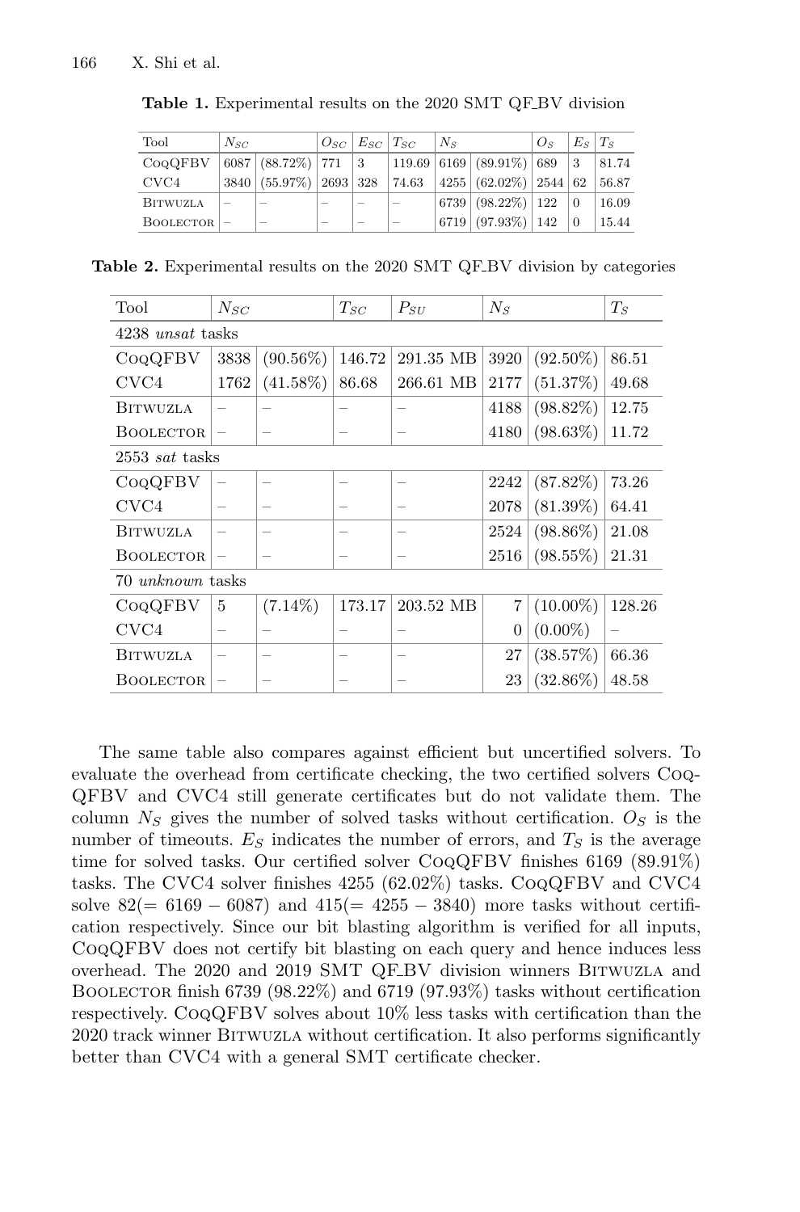**Table 1.** Experimental results on the 2020 SMT QF_BV division

| Tool | $N_{SC}$ | | $O_{SC}$ | $E_{SC}$ | $T_{SC}$ | $N_S$ | | $O_S$ | $E_S$ | $T_S$ |
|---|---|---|---|---|---|---|---|---|---|---|
| CoqQFBV | 6087 | (88.72%) | 771 | 3 | 119.69 | 6169 | (89.91%) | 689 | 3 | 81.74 |
| CVC4 | 3840 | (55.97%) | 2693 | 328 | 74.63 | 4255 | (62.02%) | 2544 | 62 | 56.87 |
| Bitwuzla | – | – | – | – | – | 6739 | (98.22%) | 122 | 0 | 16.09 |
| Boolector | – | – | – | – | – | 6719 | (97.93%) | 142 | 0 | 15.44 |

**Table 2.** Experimental results on the 2020 SMT QF_BV division by categories

| Tool | $N_{SC}$ | | $T_{SC}$ | $P_{SU}$ | $N_S$ | | $T_S$ |
|---|---|---|---|---|---|---|---|
| 4238 *unsat* tasks | | | | | | | |
| CoqQFBV | 3838 | (90.56%) | 146.72 | 291.35 MB | 3920 | (92.50%) | 86.51 |
| CVC4 | 1762 | (41.58%) | 86.68 | 266.61 MB | 2177 | (51.37%) | 49.68 |
| Bitwuzla | – | – | – | – | 4188 | (98.82%) | 12.75 |
| Boolector | – | – | – | – | 4180 | (98.63%) | 11.72 |
| 2553 *sat* tasks | | | | | | | |
| CoqQFBV | – | – | – | – | 2242 | (87.82%) | 73.26 |
| CVC4 | – | – | – | – | 2078 | (81.39%) | 64.41 |
| Bitwuzla | – | – | – | – | 2524 | (98.86%) | 21.08 |
| Boolector | – | – | – | – | 2516 | (98.55%) | 21.31 |
| 70 *unknown* tasks | | | | | | | |
| CoqQFBV | 5 | (7.14%) | 173.17 | 203.52 MB | 7 | (10.00%) | 128.26 |
| CVC4 | – | – | – | – | 0 | (0.00%) | – |
| Bitwuzla | – | – | – | – | 27 | (38.57%) | 66.36 |
| Boolector | – | – | – | – | 23 | (32.86%) | 48.58 |

The same table also compares against efficient but uncertified solvers. To evaluate the overhead from certificate checking, the two certified solvers CoqQFBV and CVC4 still generate certificates but do not validate them. The column $N_S$ gives the number of solved tasks without certification. $O_S$ is the number of timeouts. $E_S$ indicates the number of errors, and $T_S$ is the average time for solved tasks. Our certified solver CoqQFBV finishes 6169 (89.91%) tasks. The CVC4 solver finishes 4255 (62.02%) tasks. CoqQFBV and CVC4 solve $82 (= 6169 - 6087)$ and $415 (= 4255 - 3840)$ more tasks without certification respectively. Since our bit blasting algorithm is verified for all inputs, CoqQFBV does not certify bit blasting on each query and hence induces less overhead. The 2020 and 2019 SMT QF_BV division winners Bitwuzla and Boolector finish 6739 (98.22%) and 6719 (97.93%) tasks without certification respectively. CoqQFBV solves about 10% less tasks with certification than the 2020 track winner Bitwuzla without certification. It also performs significantly better than CVC4 with a general SMT certificate checker.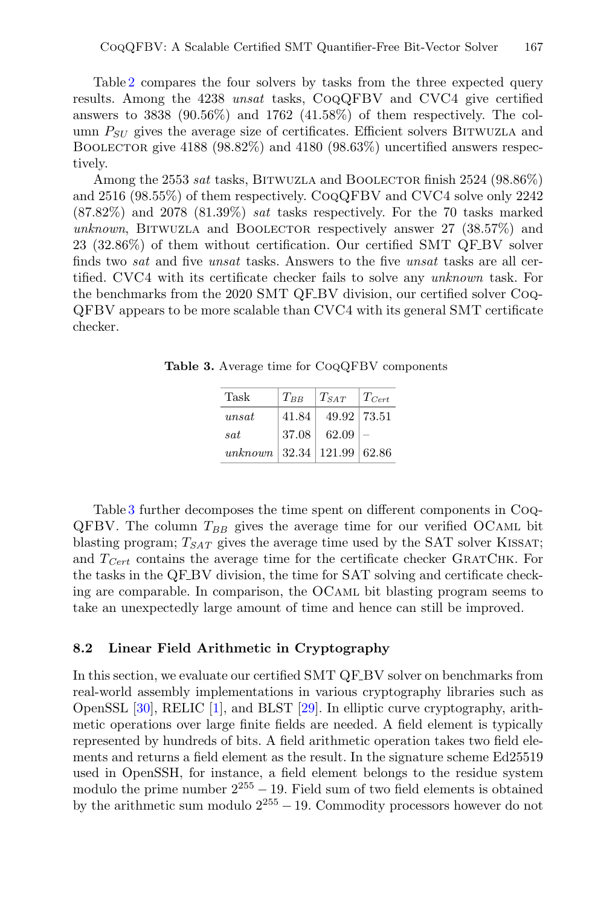Table 2 compares the four solvers by tasks from the three expected query results. Among the 4238 *unsat* tasks, CoqQFBV and CVC4 give certified answers to 3838 (90.56%) and 1762 (41.58%) of them respectively. The column $P_{SU}$ gives the average size of certificates. Efficient solvers Bitwuzla and Boolector give 4188 (98.82%) and 4180 (98.63%) uncertified answers respectively.

Among the 2553 *sat* tasks, Bitwuzla and Boolector finish 2524 (98.86%) and 2516 (98.55%) of them respectively. CoqQFBV and CVC4 solve only 2242 (87.82%) and 2078 (81.39%) *sat* tasks respectively. For the 70 tasks marked *unknown*, Bitwuzla and Boolector respectively answer 27 (38.57%) and 23 (32.86%) of them without certification. Our certified SMT QF_BV solver finds two *sat* and five *unsat* tasks. Answers to the five *unsat* tasks are all certified. CVC4 with its certificate checker fails to solve any *unknown* task. For the benchmarks from the 2020 SMT QF_BV division, our certified solver CoqQFBV appears to be more scalable than CVC4 with its general SMT certificate checker.

**Table 3.** Average time for CoqQFBV components

| Task | $T_{BB}$ | $T_{SAT}$ | $T_{Cert}$ |
|---|---|---|---|
| *unsat* | 41.84 | 49.92 | 73.51 |
| *sat* | 37.08 | 62.09 | – |
| *unknown* | 32.34 | 121.99 | 62.86 |

Table 3 further decomposes the time spent on different components in CoqQFBV. The column $T_{BB}$ gives the average time for our verified OCaml bit blasting program; $T_{SAT}$ gives the average time used by the SAT solver Kissat; and $T_{Cert}$ contains the average time for the certificate checker GratChk. For the tasks in the QF_BV division, the time for SAT solving and certificate checking are comparable. In comparison, the OCaml bit blasting program seems to take an unexpectedly large amount of time and hence can still be improved.

### 8.2 Linear Field Arithmetic in Cryptography

In this section, we evaluate our certified SMT QF_BV solver on benchmarks from real-world assembly implementations in various cryptography libraries such as OpenSSL [30], RELIC [1], and BLST [29]. In elliptic curve cryptography, arithmetic operations over large finite fields are needed. A field element is typically represented by hundreds of bits. A field arithmetic operation takes two field elements and returns a field element as the result. In the signature scheme Ed25519 used in OpenSSH, for instance, a field element belongs to the residue system modulo the prime number $2^{255} - 19$. Field sum of two field elements is obtained by the arithmetic sum modulo $2^{255} - 19$. Commodity processors however do not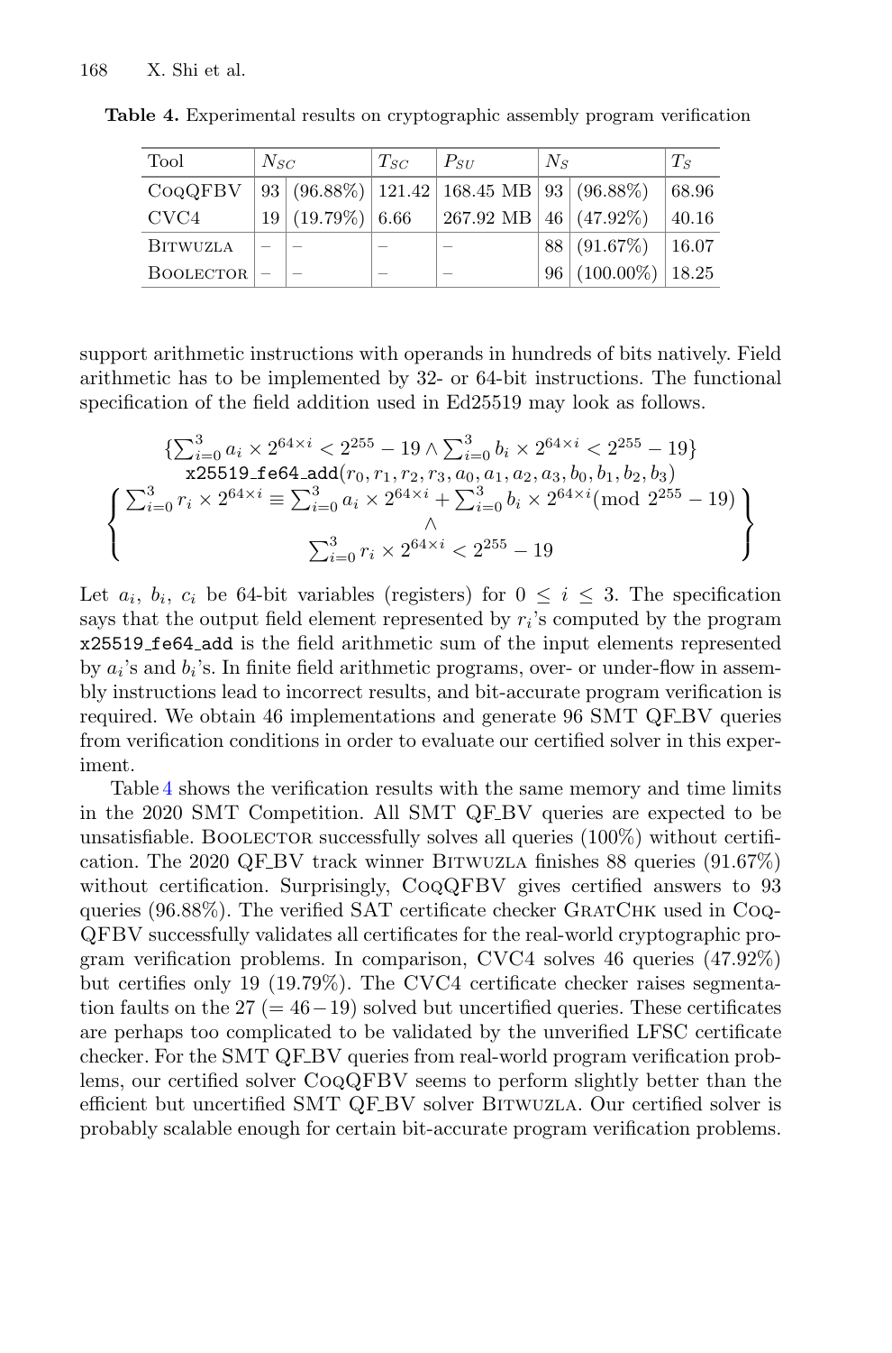**Table 4.** Experimental results on cryptographic assembly program verification

| Tool | $N_{SC}$ | | $T_{SC}$ | $P_{SU}$ | $N_S$ | | $T_S$ |
|---|---|---|---|---|---|---|---|
| CoqQFBV | 93 | (96.88%) | 121.42 | 168.45 MB | 93 | (96.88%) | 68.96 |
| CVC4 | 19 | (19.79%) | 6.66 | 267.92 MB | 46 | (47.92%) | 40.16 |
| Bitwuzla | – | – | – | – | 88 | (91.67%) | 16.07 |
| Boolector | – | – | – | – | 96 | (100.00%) | 18.25 |

support arithmetic instructions with operands in hundreds of bits natively. Field arithmetic has to be implemented by 32- or 64-bit instructions. The functional specification of the field addition used in Ed25519 may look as follows.

$$\{\textstyle\sum_{i=0}^{3} a_i \times 2^{64\times i} < 2^{255} - 19 \wedge \sum_{i=0}^{3} b_i \times 2^{64\times i} < 2^{255} - 19\}$$
$$\texttt{x25519\_fe64\_add}(r_0, r_1, r_2, r_3, a_0, a_1, a_2, a_3, b_0, b_1, b_2, b_3)$$
$$\left\{ \begin{array}{c} \sum_{i=0}^{3} r_i \times 2^{64\times i} \equiv \sum_{i=0}^{3} a_i \times 2^{64\times i} + \sum_{i=0}^{3} b_i \times 2^{64\times i} (\bmod\ 2^{255} - 19) \\ \wedge \\ \sum_{i=0}^{3} r_i \times 2^{64\times i} < 2^{255} - 19 \end{array} \right\}$$

Let $a_i$, $b_i$, $c_i$ be 64-bit variables (registers) for $0 \leq i \leq 3$. The specification says that the output field element represented by $r_i$'s computed by the program `x25519_fe64_add` is the field arithmetic sum of the input elements represented by $a_i$'s and $b_i$'s. In finite field arithmetic programs, over- or under-flow in assembly instructions lead to incorrect results, and bit-accurate program verification is required. We obtain 46 implementations and generate 96 SMT QF_BV queries from verification conditions in order to evaluate our certified solver in this experiment.

Table 4 shows the verification results with the same memory and time limits in the 2020 SMT Competition. All SMT QF_BV queries are expected to be unsatisfiable. Boolector successfully solves all queries (100%) without certification. The 2020 QF_BV track winner Bitwuzla finishes 88 queries (91.67%) without certification. Surprisingly, CoqQFBV gives certified answers to 93 queries (96.88%). The verified SAT certificate checker GratChk used in CoqQFBV successfully validates all certificates for the real-world cryptographic program verification problems. In comparison, CVC4 solves 46 queries (47.92%) but certifies only 19 (19.79%). The CVC4 certificate checker raises segmentation faults on the 27 (= 46 − 19) solved but uncertified queries. These certificates are perhaps too complicated to be validated by the unverified LFSC certificate checker. For the SMT QF_BV queries from real-world program verification problems, our certified solver CoqQFBV seems to perform slightly better than the efficient but uncertified SMT QF_BV solver Bitwuzla. Our certified solver is probably scalable enough for certain bit-accurate program verification problems.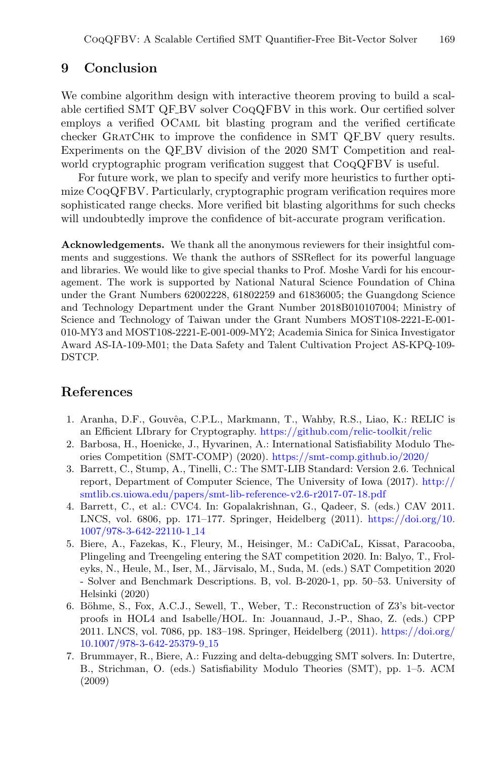## 9 Conclusion

We combine algorithm design with interactive theorem proving to build a scalable certified SMT QF_BV solver CoqQFBV in this work. Our certified solver employs a verified OCaml bit blasting program and the verified certificate checker GratChk to improve the confidence in SMT QF_BV query results. Experiments on the QF_BV division of the 2020 SMT Competition and real-world cryptographic program verification suggest that CoqQFBV is useful.

For future work, we plan to specify and verify more heuristics to further optimize CoqQFBV. Particularly, cryptographic program verification requires more sophisticated range checks. More verified bit blasting algorithms for such checks will undoubtedly improve the confidence of bit-accurate program verification.

**Acknowledgements.** We thank all the anonymous reviewers for their insightful comments and suggestions. We thank the authors of SSReflect for its powerful language and libraries. We would like to give special thanks to Prof. Moshe Vardi for his encouragement. The work is supported by National Natural Science Foundation of China under the Grant Numbers 62002228, 61802259 and 61836005; the Guangdong Science and Technology Department under the Grant Number 2018B010107004; Ministry of Science and Technology of Taiwan under the Grant Numbers MOST108-2221-E-001-010-MY3 and MOST108-2221-E-001-009-MY2; Academia Sinica for Sinica Investigator Award AS-IA-109-M01; the Data Safety and Talent Cultivation Project AS-KPQ-109-DSTCP.

## References

1. Aranha, D.F., Gouvêa, C.P.L., Markmann, T., Wahby, R.S., Liao, K.: RELIC is an Efficient LIbrary for Cryptography. https://github.com/relic-toolkit/relic
2. Barbosa, H., Hoenicke, J., Hyvarinen, A.: International Satisfiability Modulo Theories Competition (SMT-COMP) (2020). https://smt-comp.github.io/2020/
3. Barrett, C., Stump, A., Tinelli, C.: The SMT-LIB Standard: Version 2.6. Technical report, Department of Computer Science, The University of Iowa (2017). http://smtlib.cs.uiowa.edu/papers/smt-lib-reference-v2.6-r2017-07-18.pdf
4. Barrett, C., et al.: CVC4. In: Gopalakrishnan, G., Qadeer, S. (eds.) CAV 2011. LNCS, vol. 6806, pp. 171–177. Springer, Heidelberg (2011). https://doi.org/10.1007/978-3-642-22110-1_14
5. Biere, A., Fazekas, K., Fleury, M., Heisinger, M.: CaDiCaL, Kissat, Paracooba, Plingeling and Treengeling entering the SAT competition 2020. In: Balyo, T., Froleyks, N., Heule, M., Iser, M., Järvisalo, M., Suda, M. (eds.) SAT Competition 2020 - Solver and Benchmark Descriptions. B, vol. B-2020-1, pp. 50–53. University of Helsinki (2020)
6. Böhme, S., Fox, A.C.J., Sewell, T., Weber, T.: Reconstruction of Z3's bit-vector proofs in HOL4 and Isabelle/HOL. In: Jouannaud, J.-P., Shao, Z. (eds.) CPP 2011. LNCS, vol. 7086, pp. 183–198. Springer, Heidelberg (2011). https://doi.org/10.1007/978-3-642-25379-9_15
7. Brummayer, R., Biere, A.: Fuzzing and delta-debugging SMT solvers. In: Dutertre, B., Strichman, O. (eds.) Satisfiability Modulo Theories (SMT), pp. 1–5. ACM (2009)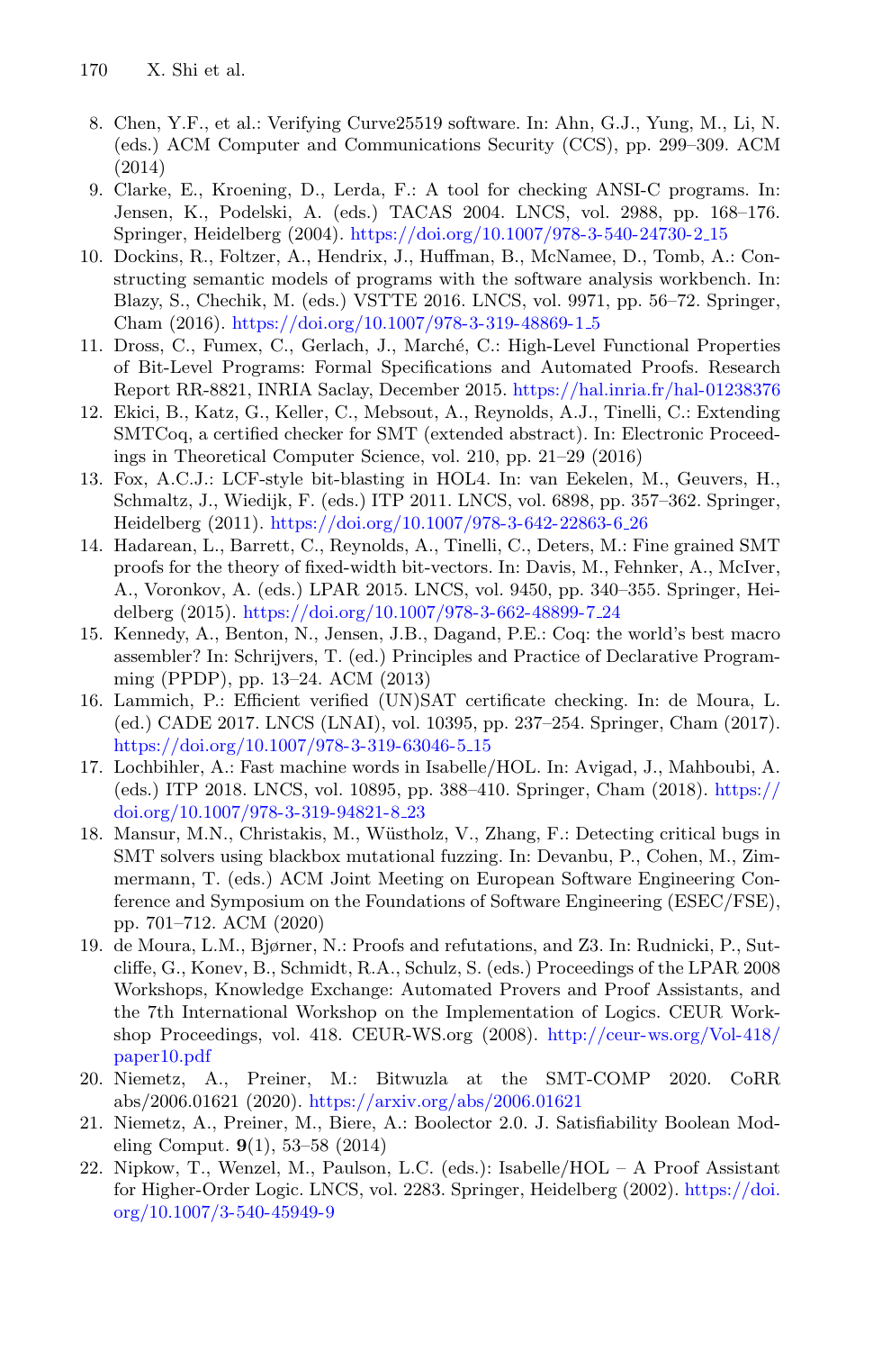8. Chen, Y.F., et al.: Verifying Curve25519 software. In: Ahn, G.J., Yung, M., Li, N. (eds.) ACM Computer and Communications Security (CCS), pp. 299–309. ACM (2014)
9. Clarke, E., Kroening, D., Lerda, F.: A tool for checking ANSI-C programs. In: Jensen, K., Podelski, A. (eds.) TACAS 2004. LNCS, vol. 2988, pp. 168–176. Springer, Heidelberg (2004). https://doi.org/10.1007/978-3-540-24730-2_15
10. Dockins, R., Foltzer, A., Hendrix, J., Huffman, B., McNamee, D., Tomb, A.: Constructing semantic models of programs with the software analysis workbench. In: Blazy, S., Chechik, M. (eds.) VSTTE 2016. LNCS, vol. 9971, pp. 56–72. Springer, Cham (2016). https://doi.org/10.1007/978-3-319-48869-1_5
11. Dross, C., Fumex, C., Gerlach, J., Marché, C.: High-Level Functional Properties of Bit-Level Programs: Formal Specifications and Automated Proofs. Research Report RR-8821, INRIA Saclay, December 2015. https://hal.inria.fr/hal-01238376
12. Ekici, B., Katz, G., Keller, C., Mebsout, A., Reynolds, A.J., Tinelli, C.: Extending SMTCoq, a certified checker for SMT (extended abstract). In: Electronic Proceedings in Theoretical Computer Science, vol. 210, pp. 21–29 (2016)
13. Fox, A.C.J.: LCF-style bit-blasting in HOL4. In: van Eekelen, M., Geuvers, H., Schmaltz, J., Wiedijk, F. (eds.) ITP 2011. LNCS, vol. 6898, pp. 357–362. Springer, Heidelberg (2011). https://doi.org/10.1007/978-3-642-22863-6_26
14. Hadarean, L., Barrett, C., Reynolds, A., Tinelli, C., Deters, M.: Fine grained SMT proofs for the theory of fixed-width bit-vectors. In: Davis, M., Fehnker, A., McIver, A., Voronkov, A. (eds.) LPAR 2015. LNCS, vol. 9450, pp. 340–355. Springer, Heidelberg (2015). https://doi.org/10.1007/978-3-662-48899-7_24
15. Kennedy, A., Benton, N., Jensen, J.B., Dagand, P.E.: Coq: the world's best macro assembler? In: Schrijvers, T. (ed.) Principles and Practice of Declarative Programming (PPDP), pp. 13–24. ACM (2013)
16. Lammich, P.: Efficient verified (UN)SAT certificate checking. In: de Moura, L. (ed.) CADE 2017. LNCS (LNAI), vol. 10395, pp. 237–254. Springer, Cham (2017). https://doi.org/10.1007/978-3-319-63046-5_15
17. Lochbihler, A.: Fast machine words in Isabelle/HOL. In: Avigad, J., Mahboubi, A. (eds.) ITP 2018. LNCS, vol. 10895, pp. 388–410. Springer, Cham (2018). https://doi.org/10.1007/978-3-319-94821-8_23
18. Mansur, M.N., Christakis, M., Wüstholz, V., Zhang, F.: Detecting critical bugs in SMT solvers using blackbox mutational fuzzing. In: Devanbu, P., Cohen, M., Zimmermann, T. (eds.) ACM Joint Meeting on European Software Engineering Conference and Symposium on the Foundations of Software Engineering (ESEC/FSE), pp. 701–712. ACM (2020)
19. de Moura, L.M., Bjørner, N.: Proofs and refutations, and Z3. In: Rudnicki, P., Sutcliffe, G., Konev, B., Schmidt, R.A., Schulz, S. (eds.) Proceedings of the LPAR 2008 Workshops, Knowledge Exchange: Automated Provers and Proof Assistants, and the 7th International Workshop on the Implementation of Logics. CEUR Workshop Proceedings, vol. 418. CEUR-WS.org (2008). http://ceur-ws.org/Vol-418/paper10.pdf
20. Niemetz, A., Preiner, M.: Bitwuzla at the SMT-COMP 2020. CoRR abs/2006.01621 (2020). https://arxiv.org/abs/2006.01621
21. Niemetz, A., Preiner, M., Biere, A.: Boolector 2.0. J. Satisfiability Boolean Modeling Comput. **9**(1), 53–58 (2014)
22. Nipkow, T., Wenzel, M., Paulson, L.C. (eds.): Isabelle/HOL – A Proof Assistant for Higher-Order Logic. LNCS, vol. 2283. Springer, Heidelberg (2002). https://doi.org/10.1007/3-540-45949-9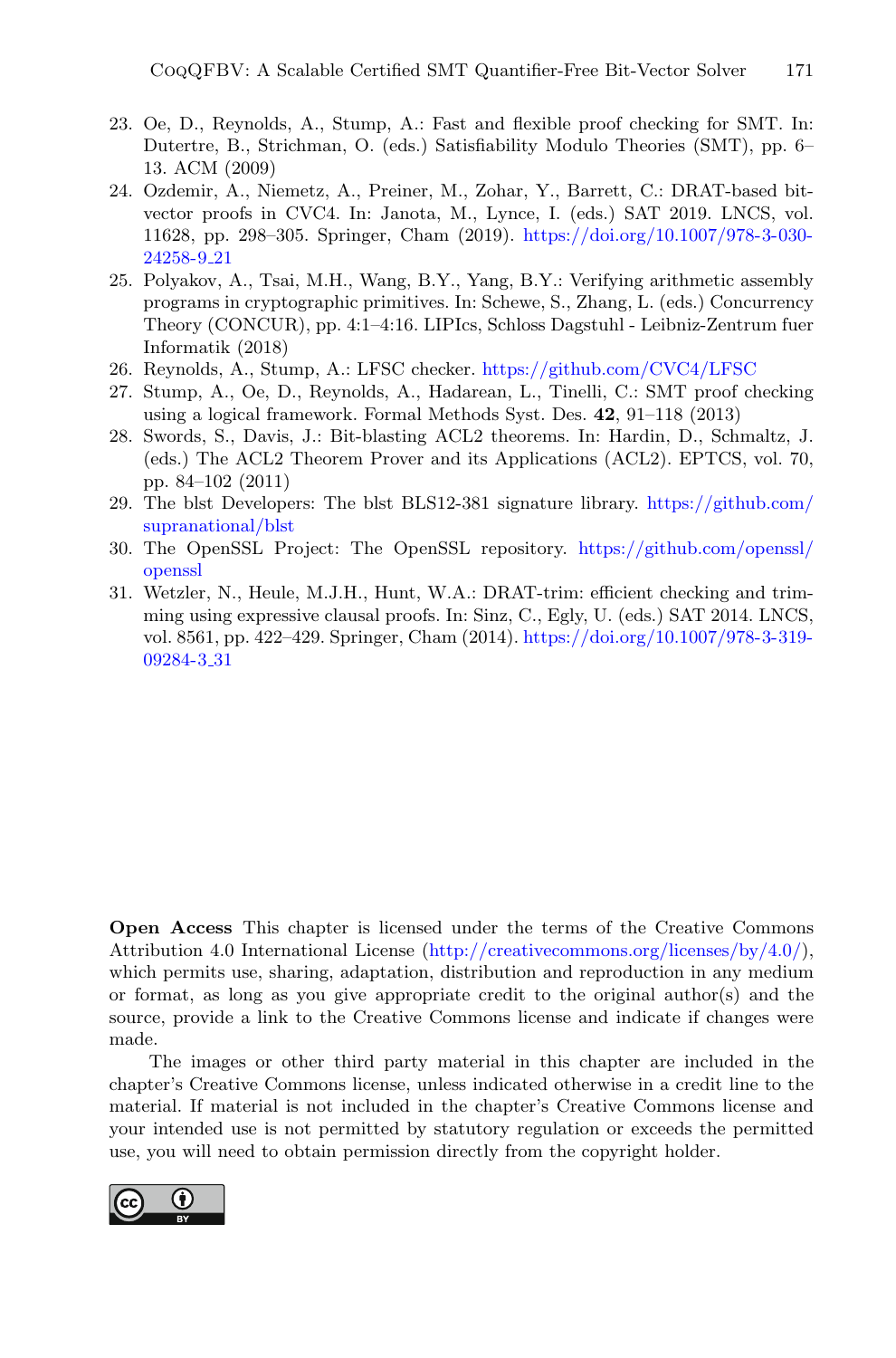23. Oe, D., Reynolds, A., Stump, A.: Fast and flexible proof checking for SMT. In: Dutertre, B., Strichman, O. (eds.) Satisfiability Modulo Theories (SMT), pp. 6–13. ACM (2009)
24. Ozdemir, A., Niemetz, A., Preiner, M., Zohar, Y., Barrett, C.: DRAT-based bit-vector proofs in CVC4. In: Janota, M., Lynce, I. (eds.) SAT 2019. LNCS, vol. 11628, pp. 298–305. Springer, Cham (2019). https://doi.org/10.1007/978-3-030-24258-9_21
25. Polyakov, A., Tsai, M.H., Wang, B.Y., Yang, B.Y.: Verifying arithmetic assembly programs in cryptographic primitives. In: Schewe, S., Zhang, L. (eds.) Concurrency Theory (CONCUR), pp. 4:1–4:16. LIPIcs, Schloss Dagstuhl - Leibniz-Zentrum fuer Informatik (2018)
26. Reynolds, A., Stump, A.: LFSC checker. https://github.com/CVC4/LFSC
27. Stump, A., Oe, D., Reynolds, A., Hadarean, L., Tinelli, C.: SMT proof checking using a logical framework. Formal Methods Syst. Des. **42**, 91–118 (2013)
28. Swords, S., Davis, J.: Bit-blasting ACL2 theorems. In: Hardin, D., Schmaltz, J. (eds.) The ACL2 Theorem Prover and its Applications (ACL2). EPTCS, vol. 70, pp. 84–102 (2011)
29. The blst Developers: The blst BLS12-381 signature library. https://github.com/supranational/blst
30. The OpenSSL Project: The OpenSSL repository. https://github.com/openssl/openssl
31. Wetzler, N., Heule, M.J.H., Hunt, W.A.: DRAT-trim: efficient checking and trimming using expressive clausal proofs. In: Sinz, C., Egly, U. (eds.) SAT 2014. LNCS, vol. 8561, pp. 422–429. Springer, Cham (2014). https://doi.org/10.1007/978-3-319-09284-3_31

**Open Access** This chapter is licensed under the terms of the Creative Commons Attribution 4.0 International License (http://creativecommons.org/licenses/by/4.0/), which permits use, sharing, adaptation, distribution and reproduction in any medium or format, as long as you give appropriate credit to the original author(s) and the source, provide a link to the Creative Commons license and indicate if changes were made.

The images or other third party material in this chapter are included in the chapter's Creative Commons license, unless indicated otherwise in a credit line to the material. If material is not included in the chapter's Creative Commons license and your intended use is not permitted by statutory regulation or exceeds the permitted use, you will need to obtain permission directly from the copyright holder.